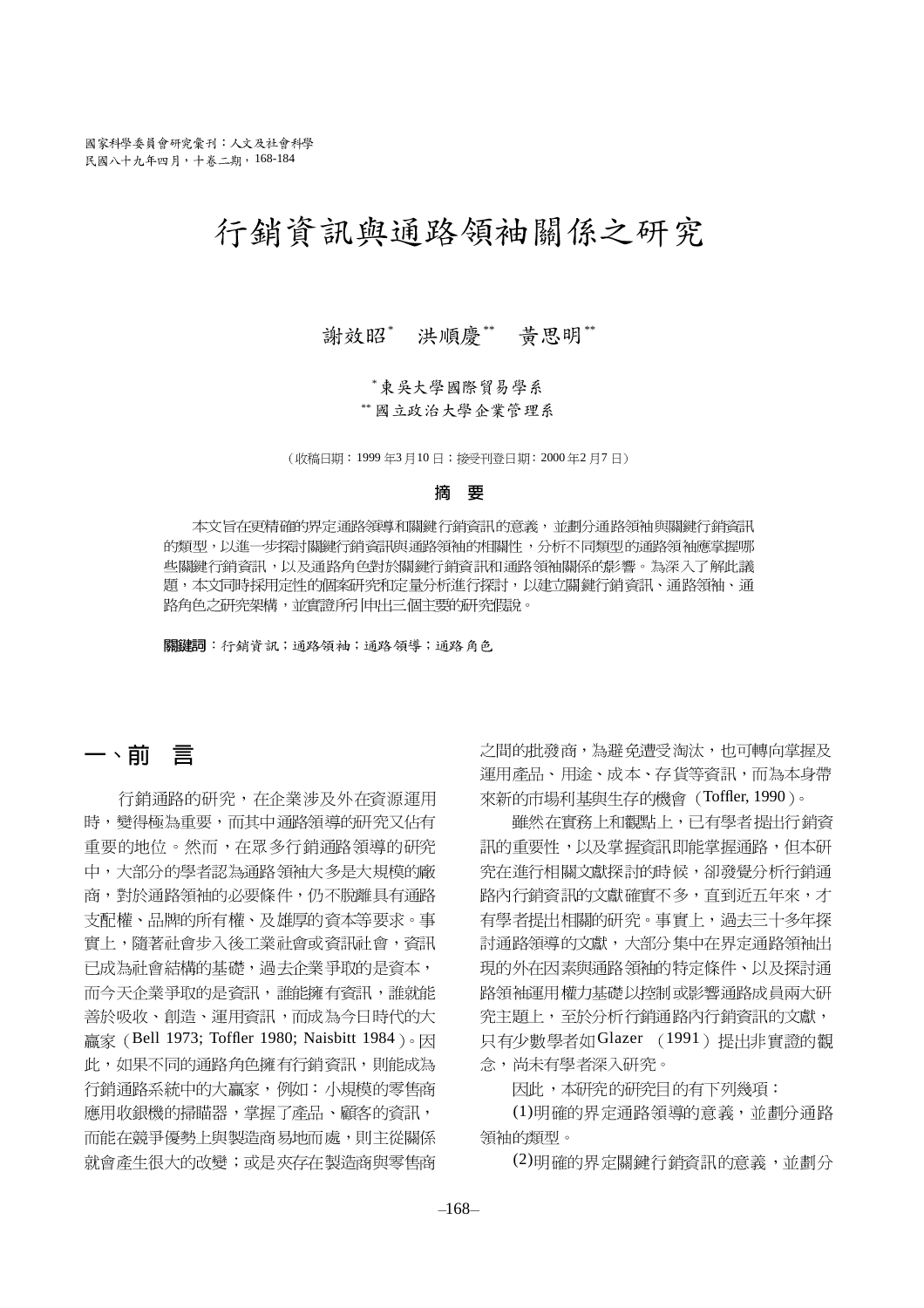國家科學委員會研究彙刊：人文及社會科學
民國八十九年四月，十卷二期，168-184

# 行銷資訊與通路領袖關係之研究

謝效昭[*]　洪順慶[**]　黃思明[**]

[*]東吳大學國際貿易學系
[**]國立政治大學企業管理系

（收稿日期：1999 年3 月10 日；接受刊登日期：2000 年2 月7 日）

## 摘　要

本文旨在更精確的界定通路領導和關鍵行銷資訊的意義，並劃分通路領袖與關鍵行銷資訊的類型，以進一步探討關鍵行銷資訊與通路領袖的相關性，分析不同類型的通路領袖應掌握哪些關鍵行銷資訊，以及通路角色對於關鍵行銷資訊和通路領袖關係的影響。為深入了解此議題，本文同時採用定性的個案研究和定量分析進行探討，以建立關鍵行銷資訊、通路領袖、通路角色之研究架構，並實證所引申出三個主要的研究假說。

**關鍵詞**：行銷資訊；通路領袖；通路領導；通路角色

## 一、前　言

行銷通路的研究，在企業涉及外在資源運用時，變得極為重要，而其中通路領導的研究又佔有重要的地位。然而，在眾多行銷通路領導的研究中，大部分的學者認為通路領袖大多是大規模的廠商，對於通路領袖的必要條件，仍不脫離具有通路支配權、品牌的所有權、及雄厚的資本等要求。事實上，隨著社會步入後工業社會或資訊社會，資訊已成為社會結構的基礎，過去企業爭取的是資本，而今天企業爭取的是資訊，誰能擁有資訊，誰就能善於吸收、創造、運用資訊，而成為今日時代的大贏家（Bell 1973; Toffler 1980; Naisbitt 1984）。因此，如果不同的通路角色擁有行銷資訊，則能成為行銷通路系統中的大贏家，例如：小規模的零售商應用收銀機的掃瞄器，掌握了產品、顧客的資訊，而能在競爭優勢上與製造商易地而處，則主從關係就會產生很大的改變；或是夾存在製造商與零售商之間的批發商，為避免遭受淘汰，也可轉向掌握及運用產品、用途、成本、存貨等資訊，而為本身帶來新的市場利基與生存的機會（Toffler, 1990）。

雖然在實務上和觀點上，已有學者提出行銷資訊的重要性，以及掌握資訊即能掌握通路，但本研究在進行相關文獻探討的時候，卻發覺分析行銷通路內行銷資訊的文獻確實不多，直到近五年來，才有學者提出相關的研究。事實上，過去三十多年探討通路領導的文獻，大部分集中在界定通路領袖出現的外在因素與通路領袖的特定條件、以及探討通路領袖運用權力基礎以控制或影響通路成員兩大研究主題上，至於分析行銷通路內行銷資訊的文獻，只有少數學者如Glazer （1991）提出非實證的觀念，尚未有學者深入研究。

因此，本研究的研究目的有下列幾項：

(1)明確的界定通路領導的意義，並劃分通路領袖的類型。

(2)明確的界定關鍵行銷資訊的意義，並劃分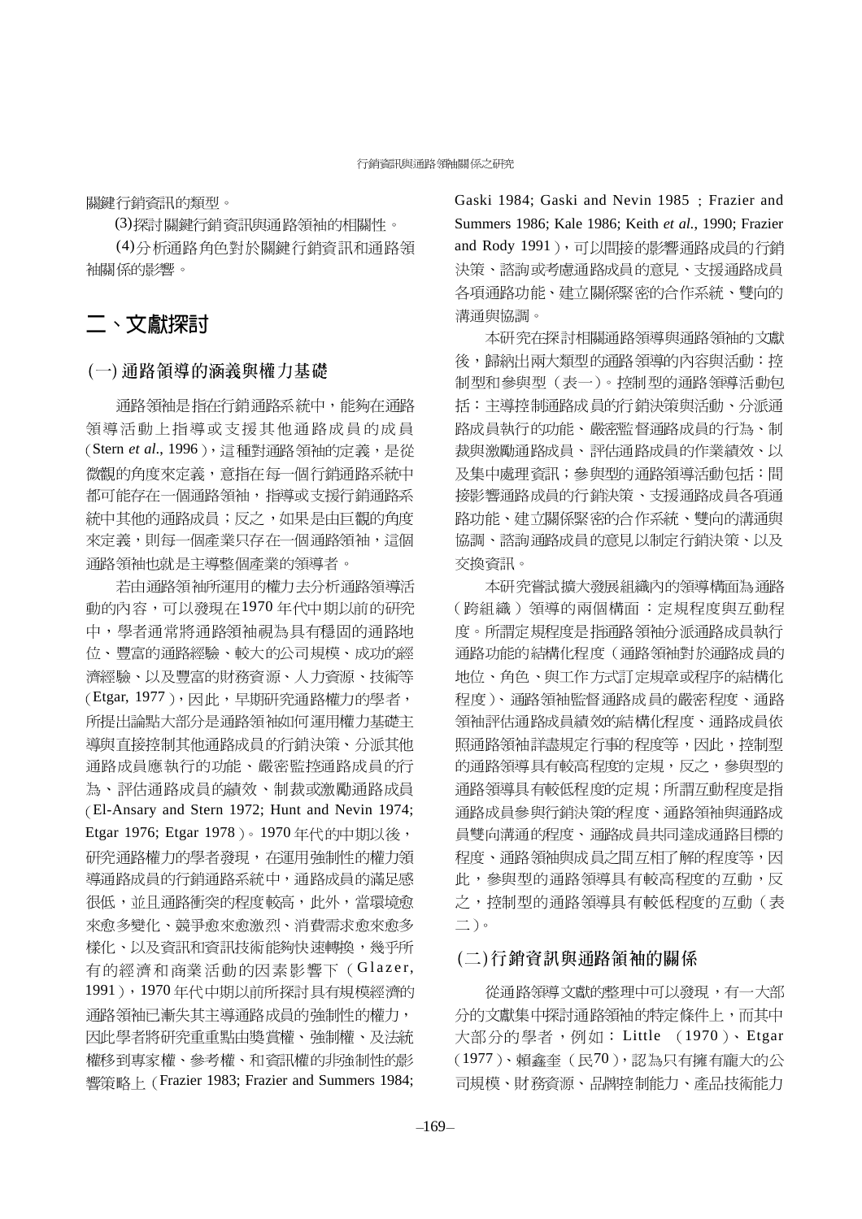關鍵行銷資訊的類型。

(3)探討關鍵行銷資訊與通路領袖的相關性。

(4)分析通路角色對於關鍵行銷資訊和通路領袖關係的影響。

## 二、文獻探討

### (一) 通路領導的涵義與權力基礎

通路領袖是指在行銷通路系統中，能夠在通路領導活動上指導或支援其他通路成員的成員（Stern *et al*., 1996），這種對通路領袖的定義，是從微觀的角度來定義，意指在每一個行銷通路系統中都可能存在一個通路領袖，指導或支援行銷通路系統中其他的通路成員；反之，如果是由巨觀的角度來定義，則每一個產業只存在一個通路領袖，這個通路領袖也就是主導整個產業的領導者。

若由通路領袖所運用的權力去分析通路領導活動的內容，可以發現在1970 年代中期以前的研究中，學者通常將通路領袖視為具有穩固的通路地位、豐富的通路經驗、較大的公司規模、成功的經濟經驗、以及豐富的財務資源、人力資源、技術等（Etgar, 1977），因此，早期研究通路權力的學者，所提出論點大部分是通路領袖如何運用權力基礎主導與直接控制其他通路成員的行銷決策、分派其他通路成員應執行的功能、嚴密監控通路成員的行為、評估通路成員的績效、制裁或激勵通路成員（El-Ansary and Stern 1972; Hunt and Nevin 1974; Etgar 1976; Etgar 1978）。1970 年代的中期以後，研究通路權力的學者發現，在運用強制性的權力領導通路成員的行銷通路系統中，通路成員的滿足感很低，並且通路衝突的程度較高，此外，當環境愈來愈多變化、競爭愈來愈激烈、消費需求愈來愈多樣化、以及資訊和資訊技術能夠快速轉換，幾乎所有的經濟和商業活動的因素影響下（Glazer, 1991），1970 年代中期以前所探討具有規模經濟的通路領袖已漸失其主導通路成員的強制性的權力，因此學者將研究重點由獎賞權、強制權、及法統權移到專家權、參考權、和資訊權的非強制性的影響策略上（Frazier 1983; Frazier and Summers 1984; Gaski 1984; Gaski and Nevin 1985 ; Frazier and Summers 1986; Kale 1986; Keith *et al.*, 1990; Frazier and Rody 1991），可以間接的影響通路成員的行銷決策、諮詢或考慮通路成員的意見、支援通路成員各項通路功能、建立關係緊密的合作系統、雙向的溝通與協調。

本研究在探討相關通路領導與通路領袖的文獻後，歸納出兩大類型的通路領導的內容與活動：控制型和參與型（表一）。控制型的通路領導活動包括：主導控制通路成員的行銷決策與活動、分派通路成員執行的功能、嚴密監督通路成員的行為、制裁與激勵通路成員、評估通路成員的作業績效、以及集中處理資訊；參與型的通路領導活動包括：間接影響通路成員的行銷決策、支援通路成員各項通路功能、建立關係緊密的合作系統、雙向的溝通與協調、諮詢通路成員的意見以制定行銷決策、以及交換資訊。

本研究嘗試擴大發展組織內的領導構面為通路（跨組織）領導的兩個構面：定規程度與互動程度。所謂定規程度是指通路領袖分派通路成員執行通路功能的結構化程度（通路領袖對於通路成員的地位、角色、與工作方式訂定規章或程序的結構化程度）、通路領袖監督通路成員的嚴密程度、通路領袖評估通路成員績效的結構化程度、通路成員依照通路領袖詳盡規定行事的程度等，因此，控制型的通路領導具有較高程度的定規，反之，參與型的通路領導具有較低程度的定規；所謂互動程度是指通路成員參與行銷決策的程度、通路領袖與通路成員雙向溝通的程度、通路成員共同達成通路目標的程度、通路領袖與成員之間互相了解的程度等，因此，參與型的通路領導具有較高程度的互動，反之，控制型的通路領導具有較低程度的互動（表二）。

### (二)行銷資訊與通路領袖的關係

從通路領導文獻的整理中可以發現，有一大部分的文獻集中探討通路領袖的特定條件上，而其中大部分的學者，例如：Little （1970）、Etgar（1977）、賴鑫奎（民70），認為只有擁有龐大的公司規模、財務資源、品牌控制能力、產品技術能力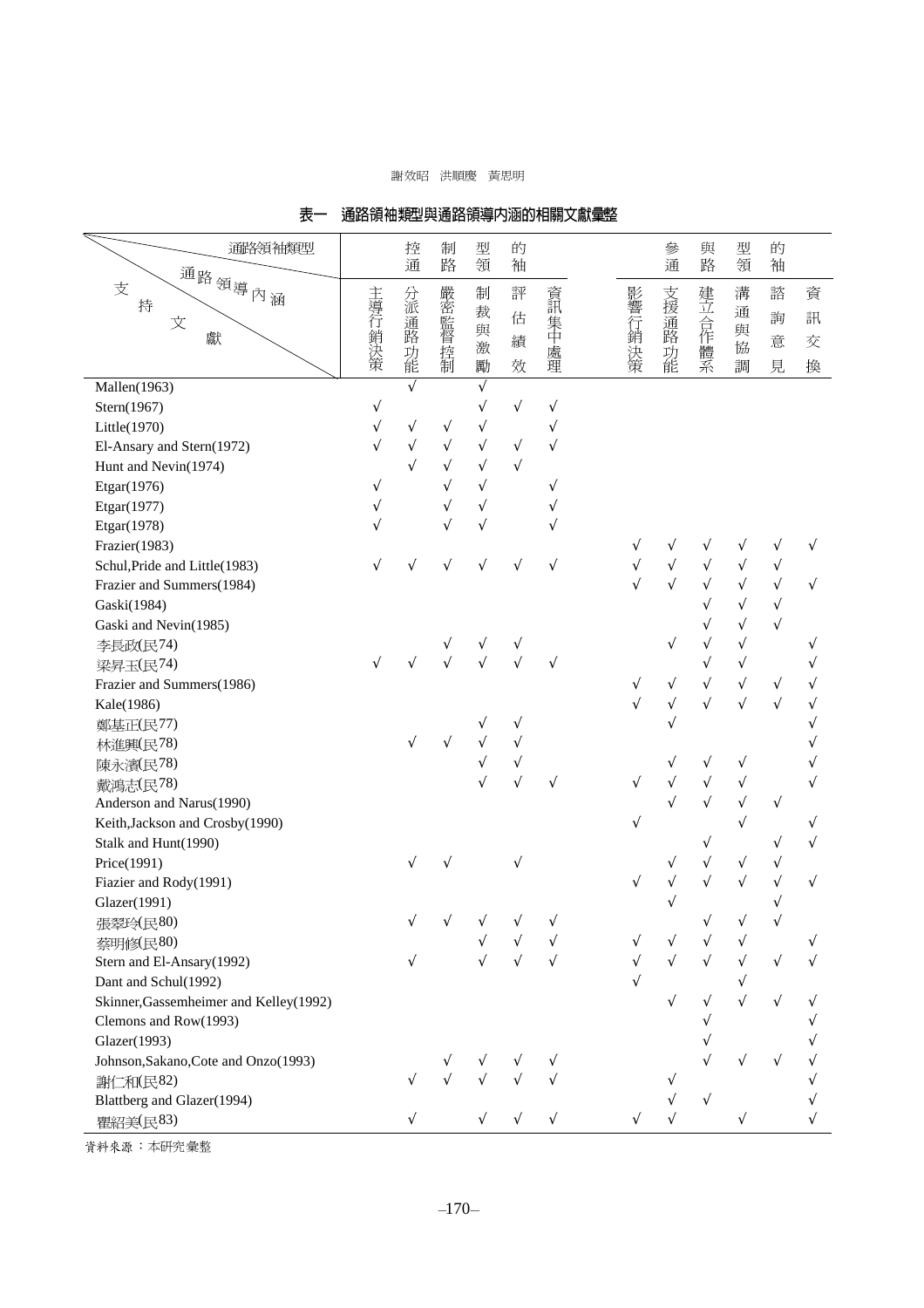### 表一　通路領袖類型與通路領導內涵的相關文獻彙整

| 通路領袖類型<br>通路領導內涵<br>支持文獻 | 控制型的通路領袖 | | | | | | 參與型的通路領袖 | | | | | |
|---|---|---|---|---|---|---|---|---|---|---|---|---|
| | 主導行銷決策 | 分派通路功能 | 嚴密監督控制 | 制裁與激勵 | 評估績效 | 資訊集中處理 | 影響行銷決策 | 支援通路功能 | 建立合作體系 | 溝通與協調 | 諮詢意見 | 資訊交換 |
| Mallen(1963) | | √ | | √ | | | | | | | | |
| Stern(1967) | √ | | | √ | √ | √ | | | | | | |
| Little(1970) | √ | √ | √ | √ | | √ | | | | | | |
| El-Ansary and Stern(1972) | √ | √ | √ | √ | √ | √ | | | | | | |
| Hunt and Nevin(1974) | | √ | √ | √ | √ | | | | | | | |
| Etgar(1976) | √ | | √ | √ | | √ | | | | | | |
| Etgar(1977) | √ | | √ | √ | | √ | | | | | | |
| Etgar(1978) | √ | | √ | √ | | √ | | | | | | |
| Frazier(1983) | | | | | | | √ | √ | √ | √ | √ | √ |
| Schul,Pride and Little(1983) | √ | √ | √ | √ | √ | √ | √ | √ | √ | √ | √ | |
| Frazier and Summers(1984) | | | | | | | √ | √ | √ | √ | √ | √ |
| Gaski(1984) | | | | | | | | | √ | √ | √ | |
| Gaski and Nevin(1985) | | | | | | | | | √ | √ | √ | |
| 李長政(民74) | | | √ | √ | √ | | | √ | √ | √ | | √ |
| 梁昇玉(民74) | √ | √ | √ | √ | √ | √ | | | √ | √ | | √ |
| Frazier and Summers(1986) | | | | | | | √ | √ | √ | √ | √ | √ |
| Kale(1986) | | | | | | | √ | √ | √ | √ | √ | √ |
| 鄭基正(民77) | | | | √ | √ | | | √ | | | | √ |
| 林進興(民78) | | √ | √ | √ | √ | | | | | | | √ |
| 陳永濱(民78) | | | | √ | √ | | | √ | √ | √ | | √ |
| 戴鴻志(民78) | | | | √ | √ | √ | √ | √ | √ | √ | | √ |
| Anderson and Narus(1990) | | | | | | | | √ | √ | √ | √ | |
| Keith,Jackson and Crosby(1990) | | | | | | | √ | | | √ | | √ |
| Stalk and Hunt(1990) | | | | | | | | | √ | | √ | √ |
| Price(1991) | | √ | √ | | √ | | | √ | √ | √ | √ | |
| Fiazier and Rody(1991) | | | | | | | √ | √ | √ | √ | √ | √ |
| Glazer(1991) | | | | | | | | √ | | | √ | |
| 張翠玲(民80) | | √ | √ | √ | √ | √ | | | √ | √ | √ | |
| 蔡明修(民80) | | | | √ | √ | √ | √ | √ | √ | √ | | √ |
| Stern and El-Ansary(1992) | | √ | | √ | √ | √ | √ | √ | √ | √ | √ | √ |
| Dant and Schul(1992) | | | | | | | √ | | | √ | | |
| Skinner,Gassemheimer and Kelley(1992) | | | | | | | | √ | √ | √ | √ | √ |
| Clemons and Row(1993) | | | | | | | | | √ | | | √ |
| Glazer(1993) | | | | | | | | | √ | | | √ |
| Johnson,Sakano,Cote and Onzo(1993) | | | √ | √ | √ | √ | | | √ | √ | √ | √ |
| 謝仁和(民82) | | √ | √ | √ | √ | √ | | √ | | | | √ |
| Blattberg and Glazer(1994) | | | | | | | | √ | √ | | | √ |
| 瞿紹美(民83) | | √ | | √ | √ | √ | √ | √ | | √ | | √ |

資料來源：本研究彙整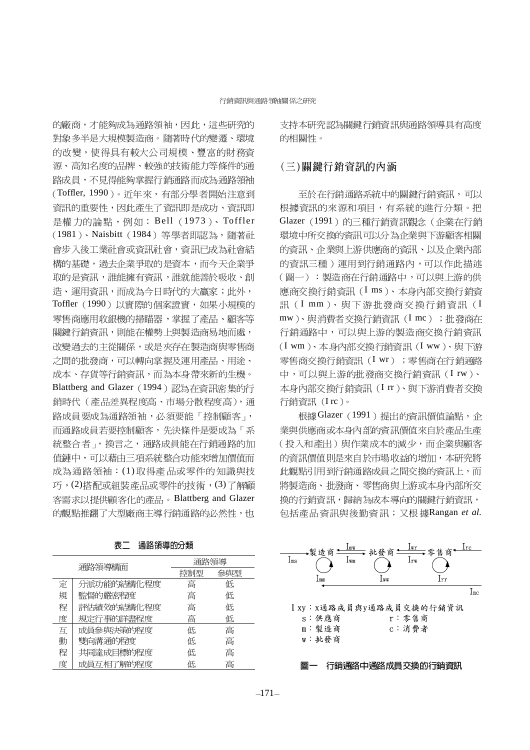的廠商，才能夠成為通路領袖，因此，這些研究的對象多半是大規模製造商。隨著時代的變遷、環境的改變，使得具有較大公司規模、豐富的財務資源、高知名度的品牌、較強的技術能力等條件的通路成員，不見得能夠掌握行銷通路而成為通路領袖（Toffler, 1990）。近年來，有部分學者開始注意到資訊的重要性，因此產生了資訊即是成功、資訊即是權力的論點，例如：Bell（1973）、Toffler（1981）、Naisbitt（1984）等學者即認為，隨著社會步入後工業社會或資訊社會，資訊已成為社會結構的基礎，過去企業爭取的是資本，而今天企業爭取的是資訊，誰能擁有資訊，誰就能善於吸收、創造、運用資訊，而成為今日時代的大贏家；此外，Toffler（1990）以實際的個案證實，如果小規模的零售商應用收銀機的掃瞄器，掌握了產品、顧客等關鍵行銷資訊，則能在權勢上與製造商易地而處，改變過去的主從關係，或是夾存在製造商與零售商之間的批發商，可以轉向掌握及運用產品、用途、成本、存貨等行銷資訊，而為本身帶來新的生機。Blattberg and Glazer（1994）認為在資訊密集的行銷時代（產品差異程度高、市場分散程度高），通路成員要成為通路領袖，必須要能「控制顧客」，而通路成員若要控制顧客，先決條件是要成為「系統整合者」，換言之，通路成員能在行銷通路的加值鏈中，可以藉由三項系統整合功能來增加價值而成為通路領袖：(1)取得產品或零件的知識與技巧，(2)搭配或組裝產品或零件的技術，(3)了解顧客需求以提供顧客化的產品。Blattberg and Glazer的觀點推翻了大型廠商主導行銷通路的必然性，也支持本研究認為關鍵行銷資訊與通路領導具有高度的相關性。

**表二　通路領導的分類**

| 通路領導構面 | | 通路領導 | |
|---|---|---|---|
| | | 控制型 | 參與型 |
| 定規程度 | 分派功能的結構化程度 | 高 | 低 |
| | 監督的嚴密程度 | 高 | 低 |
| | 評估績效的結構化程度 | 高 | 低 |
| | 規定行事的詳盡程度 | 高 | 低 |
| 互動程度 | 成員參與決策的程度 | 低 | 高 |
| | 雙向溝通的程度 | 低 | 高 |
| | 共同達成目標的程度 | 低 | 高 |
| | 成員互相了解的程度 | 低 | 高 |

## (三)關鍵行銷資訊的內涵

至於在行銷通路系統中的關鍵行銷資訊，可以根據資訊的來源和項目，有系統的進行分類。把Glazer（1991）的三種行銷資訊觀念（企業在行銷環境中所交換的資訊可以分為企業與下游顧客相關的資訊、企業與上游供應商的資訊、以及企業內部的資訊三種）運用到行銷通路內，可以作此描述（圖一）：製造商在行銷通路中，可以與上游的供應商交換行銷資訊（I ms）、本身內部交換行銷資訊（I mm）、與下游批發商交換行銷資訊（I mw）、與消費者交換行銷資訊（I mc）；批發商在行銷通路中，可以與上游的製造商交換行銷資訊（I wm）、本身內部交換行銷資訊（I ww）、與下游零售商交換行銷資訊（I wr）；零售商在行銷通路中，可以與上游的批發商交換行銷資訊（I rw）、本身內部交換行銷資訊（I rr）、與下游消費者交換行銷資訊（I rc）。

根據Glazer（1991）提出的資訊價值論點，企業與供應商或本身內部的資訊價值來自於產品生產（投入和產出）與作業成本的減少，而企業與顧客的資訊價值則是來自於市場收益的增加，本研究將此觀點引用到行銷通路成員之間交換的資訊上，而將製造商、批發商、零售商與上游或本身內部所交換的行銷資訊，歸納為成本導向的關鍵行銷資訊，包括產品資訊與後勤資訊；又根據Rangan *et al.*

Ims　製造商　Imw / Iwm　批發商　Iwr / Irw　零售商　Irc
Imm　Iww　Irr
Imc

I xy：x通路成員與y通路成員交換的行銷資訊
s：供應商　　r：零售商
m：製造商　　c：消費者
w：批發商

**圖一　行銷通路中通路成員交換的行銷資訊**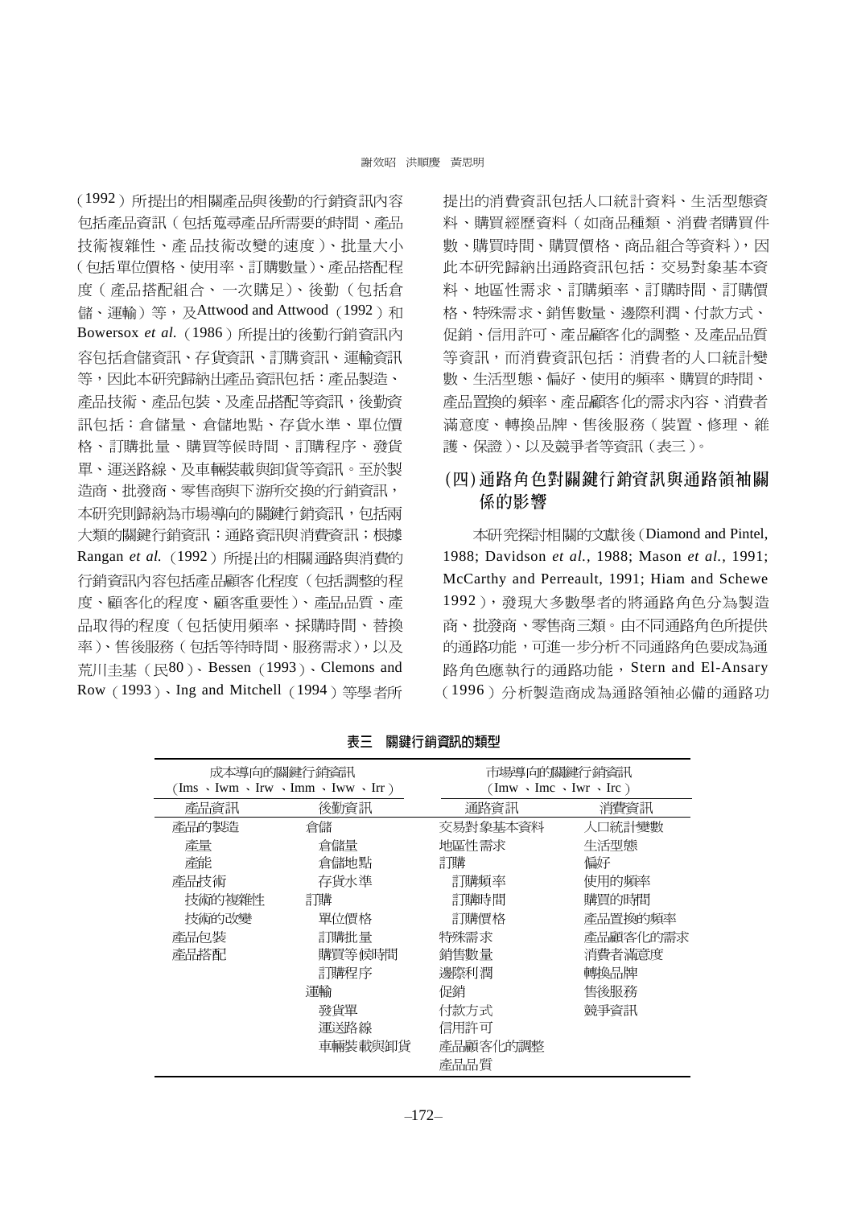（1992）所提出的相關產品與後勤的行銷資訊內容包括產品資訊（包括蒐尋產品所需要的時間、產品技術複雜性、產品技術改變的速度）、批量大小（包括單位價格、使用率、訂購數量）、產品搭配程度（產品搭配組合、一次購足）、後勤（包括倉儲、運輸）等，及Attwood and Attwood（1992）和Bowersox *et al.*（1986）所提出的後勤行銷資訊內容包括倉儲資訊、存貨資訊、訂購資訊、運輸資訊等，因此本研究歸納出產品資訊包括：產品製造、產品技術、產品包裝、及產品搭配等資訊，後勤資訊包括：倉儲量、倉儲地點、存貨水準、單位價格、訂購批量、購買等候時間、訂購程序、發貨單、運送路線、及車輛裝載與卸貨等資訊。至於製造商、批發商、零售商與下游所交換的行銷資訊，本研究則歸納為市場導向的關鍵行銷資訊，包括兩大類的關鍵行銷資訊：通路資訊與消費資訊；根據Rangan *et al.*（1992）所提出的相關通路與消費的行銷資訊內容包括產品顧客化程度（包括調整的程度、顧客化的程度、顧客重要性）、產品品質、產品取得的程度（包括使用頻率、採購時間、替換率）、售後服務（包括等待時間、服務需求），以及荒川圭基（民80）、Bessen（1993）、Clemons and Row（1993）、Ing and Mitchell（1994）等學者所提出的消費資訊包括人口統計資料、生活型態資料、購買經歷資料（如商品種類、消費者購買件數、購買時間、購買價格、商品組合等資料），因此本研究歸納出通路資訊包括：交易對象基本資料、地區性需求、訂購頻率、訂購時間、訂購價格、特殊需求、銷售數量、邊際利潤、付款方式、促銷、信用許可、產品顧客化的調整、及產品品質等資訊，而消費資訊包括：消費者的人口統計變數、生活型態、偏好、使用的頻率、購買的時間、產品置換的頻率、產品顧客化的需求內容、消費者滿意度、轉換品牌、售後服務（裝置、修理、維護、保證）、以及競爭者等資訊（表三）。

## (四)通路角色對關鍵行銷資訊與通路領袖關係的影響

本研究探討相關的文獻後（Diamond and Pintel, 1988; Davidson *et al.*, 1988; Mason *et al.*, 1991; McCarthy and Perreault, 1991; Hiam and Schewe 1992），發現大多數學者的將通路角色分為製造商、批發商、零售商三類。由不同通路角色所提供的通路功能，可進一步分析不同通路角色要成為通路角色應執行的通路功能，Stern and El-Ansary（1996）分析製造商成為通路領袖必備的通路功

**表三　關鍵行銷資訊的類型**

| 成本導向的關鍵行銷資訊（Ims、Iwm、Irw、Imm、Iww、Irr） | | 市場導向的關鍵行銷資訊（Imw、Imc、Iwr、Irc） | |
|---|---|---|---|
| 產品資訊 | 後勤資訊 | 通路資訊 | 消費資訊 |
| 產品的製造 | 倉儲 | 交易對象基本資料 | 人口統計變數 |
| 產量 | 倉儲量 | 地區性需求 | 生活型態 |
| 產能 | 倉儲地點 | 訂購 | 偏好 |
| 產品技術 | 存貨水準 | 訂購頻率 | 使用的頻率 |
| 技術的複雜性 | 訂購 | 訂購時間 | 購買的時間 |
| 技術的改變 | 單位價格 | 訂購價格 | 產品置換的頻率 |
| 產品包裝 | 訂購批量 | 特殊需求 | 產品顧客化的需求 |
| 產品搭配 | 購買等候時間 | 銷售數量 | 消費者滿意度 |
| | 訂購程序 | 邊際利潤 | 轉換品牌 |
| | 運輸 | 促銷 | 售後服務 |
| | 發貨單 | 付款方式 | 競爭資訊 |
| | 運送路線 | 信用許可 | |
| | 車輛裝載與卸貨 | 產品顧客化的調整 | |
| | | 產品品質 | |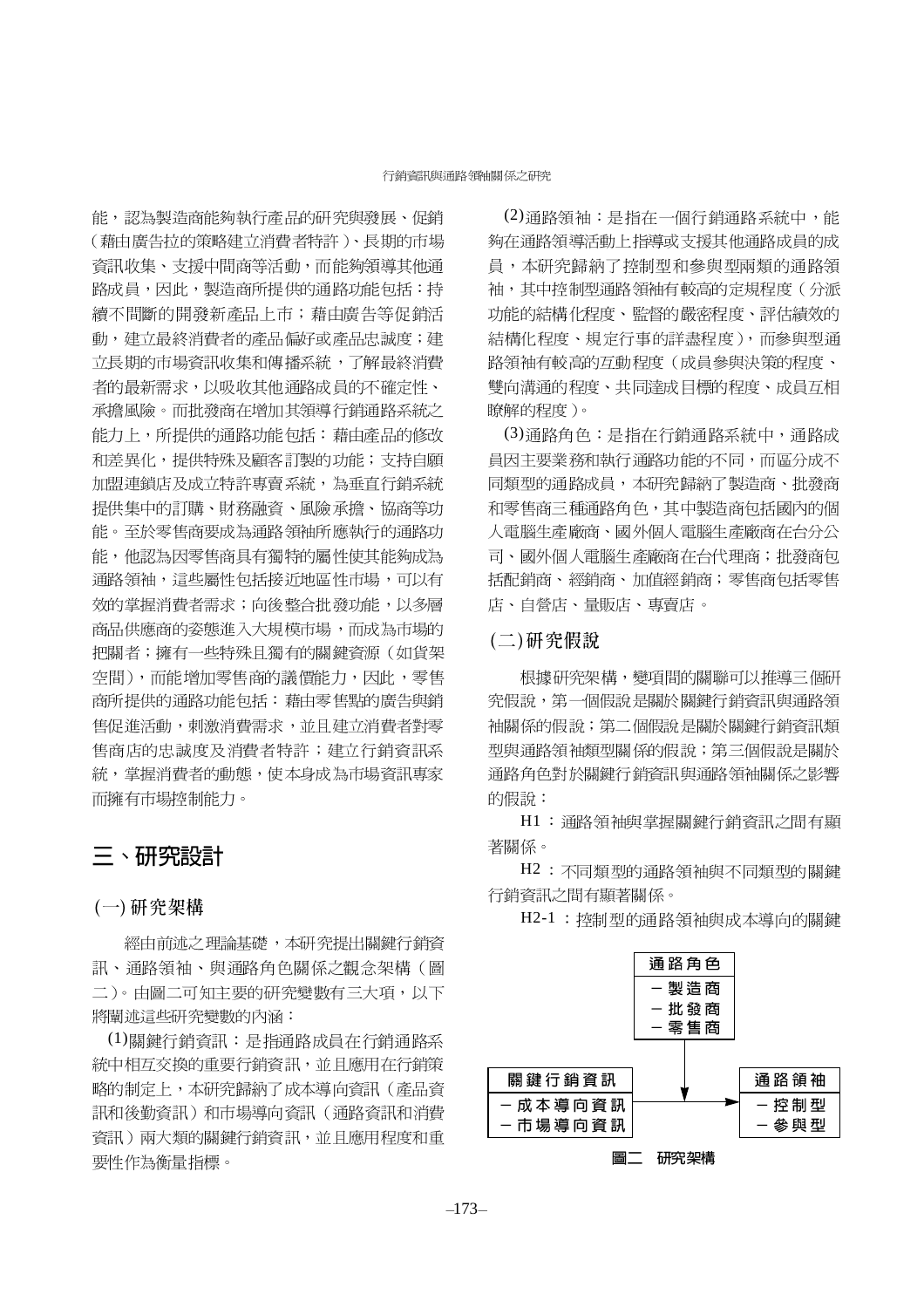能，認為製造商能夠執行產品的研究與發展、促銷（藉由廣告拉的策略建立消費者特許）、長期的市場資訊收集、支援中間商等活動，而能夠領導其他通路成員，因此，製造商所提供的通路功能包括：持續不間斷的開發新產品上市；藉由廣告等促銷活動，建立最終消費者的產品偏好或產品忠誠度；建立長期的市場資訊收集和傳播系統，了解最終消費者的最新需求，以吸收其他通路成員的不確定性、承擔風險。而批發商在增加其領導行銷通路系統之能力上，所提供的通路功能包括：藉由產品的修改和差異化，提供特殊及顧客訂製的功能；支持自願加盟連鎖店及成立特許專賣系統，為垂直行銷系統提供集中的訂購、財務融資、風險承擔、協商等功能。至於零售商要成為通路領袖所應執行的通路功能，他認為因零售商具有獨特的屬性使其能夠成為通路領袖，這些屬性包括接近地區性市場，可以有效的掌握消費者需求；向後整合批發功能，以多層商品供應商的姿態進入大規模市場，而成為市場的把關者；擁有一些特殊且獨有的關鍵資源（如貨架空間），而能增加零售商的議價能力，因此，零售商所提供的通路功能包括：藉由零售點的廣告與銷售促進活動，刺激消費需求，並且建立消費者對零售商店的忠誠度及消費者特許；建立行銷資訊系統，掌握消費者的動態，使本身成為市場資訊專家而擁有市場控制能力。

## 三、研究設計

### (一) 研究架構

經由前述之理論基礎，本研究提出關鍵行銷資訊、通路領袖、與通路角色關係之觀念架構（圖二）。由圖二可知主要的研究變數有三大項，以下將闡述這些研究變數的內涵：

(1)關鍵行銷資訊：是指通路成員在行銷通路系統中相互交換的重要行銷資訊，並且應用在行銷策略的制定上，本研究歸納了成本導向資訊（產品資訊和後勤資訊）和市場導向資訊（通路資訊和消費資訊）兩大類的關鍵行銷資訊，並且應用程度和重要性作為衡量指標。

(2)通路領袖：是指在一個行銷通路系統中，能夠在通路領導活動上指導或支援其他通路成員的成員，本研究歸納了控制型和參與型兩類的通路領袖，其中控制型通路領袖有較高的定規程度（分派功能的結構化程度、監督的嚴密程度、評估績效的結構化程度、規定行事的詳盡程度），而參與型通路領袖有較高的互動程度（成員參與決策的程度、雙向溝通的程度、共同達成目標的程度、成員互相瞭解的程度）。

(3)通路角色：是指在行銷通路系統中，通路成員因主要業務和執行通路功能的不同，而區分成不同類型的通路成員，本研究歸納了製造商、批發商和零售商三種通路角色，其中製造商包括國內的個人電腦生產廠商、國外個人電腦生產廠商在台分公司、國外個人電腦生產廠商在台代理商；批發商包括配銷商、經銷商、加值經銷商；零售商包括零售店、自營店、量販店、專賣店。

### (二) 研究假說

根據研究架構，變項間的關聯可以推導三個研究假說，第一個假說是關於關鍵行銷資訊與通路領袖關係的假說；第二個假說是關於關鍵行銷資訊類型與通路領袖類型關係的假說；第三個假說是關於通路角色對於關鍵行銷資訊與通路領袖關係之影響的假說：

H1：通路領袖與掌握關鍵行銷資訊之間有顯著關係。

H2：不同類型的通路領袖與不同類型的關鍵行銷資訊之間有顯著關係。

H2-1：控制型的通路領袖與成本導向的關鍵

通路角色
－製造商
－批發商
－零售商

關鍵行銷資訊
－成本導向資訊
－市場導向資訊

通路領袖
－控制型
－參與型

圖二　研究架構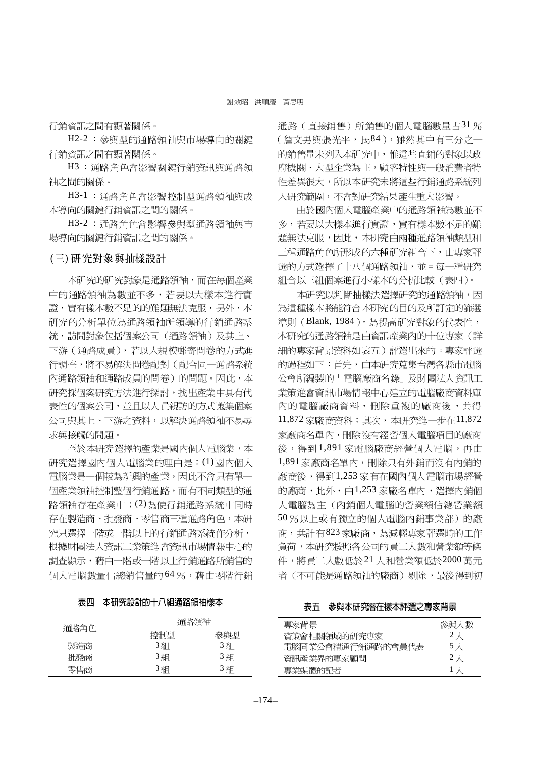行銷資訊之間有顯著關係。

H2-2：參與型的通路領袖與市場導向的關鍵行銷資訊之間有顯著關係。

H3：通路角色會影響關鍵行銷資訊與通路領袖之間的關係。

H3-1：通路角色會影響控制型通路領袖與成本導向的關鍵行銷資訊之間的關係。

H3-2：通路角色會影響參與型通路領袖與市場導向的關鍵行銷資訊之間的關係。

## (三) 研究對象與抽樣設計

本研究的研究對象是通路領袖，而在每個產業中的通路領袖為數並不多，若要以大樣本進行實證，實有樣本數不足的的難題無法克服，另外，本研究的分析單位為通路領袖所領導的行銷通路系統，訪問對象包括個案公司（通路領袖）及其上、下游（通路成員），若以大規模郵寄問卷的方式進行調查，將不易解決問卷配對（配合同一通路系統內通路領袖和通路成員的問卷）的問題。因此，本研究採個案研究方法進行探討，找出產業中具有代表性的個案公司，並且以人員親訪的方式蒐集個案公司與其上、下游之資料，以解決通路領袖不易尋求與接觸的問題。

至於本研究選擇的產業是國內個人電腦業，本研究選擇國內個人電腦業的理由是：(1)國內個人電腦業是一個較為新興的產業，因此不會只有單一個產業領袖控制整個行銷通路，而有不同類型的通路領袖存在產業中；(2)為使行銷通路系統中同時存在製造商、批發商、零售商三種通路角色，本研究只選擇一階或一階以上的行銷通路系統作分析，根據財團法人資訊工業策進會資訊市場情報中心的調查顯示，藉由一階或一階以上行銷通路所銷售的個人電腦數量佔總銷售量的 64 %，藉由零階行銷通路（直接銷售）所銷售的個人電腦數量占31 %（詹文男與張光平，民84），雖然其中有三分之一的銷售量未列入本研究中，惟這些直銷的對象以政府機關、大型企業為主，顧客特性與一般消費者特性差異很大，所以本研究未將這些行銷通路系統列入研究範圍，不會對研究結果產生重大影響。

由於國內個人電腦產業中的通路領袖為數並不多，若要以大樣本進行實證，實有樣本數不足的難題無法克服，因此，本研究由兩種通路領袖類型和三種通路角色所形成的六種研究組合下，由專家評選的方式選擇了十八個通路領袖，並且每一種研究組合以三組個案進行小樣本的分析比較（表四）。

本研究以判斷抽樣法選擇研究的通路領袖，因為這種樣本將能符合本研究的目的及所訂定的篩選準則（Blank, 1984）。為提高研究對象的代表性，本研究的通路領袖是由資訊產業內的十位專家（詳細的專家背景資料如表五）評選出來的。專家評選的過程如下：首先，由本研究蒐集台灣各縣市電腦公會所編製的「電腦廠商名錄」及財團法人資訊工業策進會資訊市場情報中心建立的電腦廠商資料庫內的電腦廠商資料，刪除重複的廠商後，共得11,872 家廠商資料；其次，本研究進一步在11,872家廠商名單內，刪除沒有經營個人電腦項目的廠商後，得到1,891 家電腦廠商經營個人電腦，再由1,891家廠商名單內，刪除只有外銷而沒有內銷的廠商後，得到1,253 家有在國內個人電腦市場經營的廠商，此外，由1,253 家廠名單內，選擇內銷個人電腦為主（內銷個人電腦的營業額佔總營業額50 %以上或有獨立的個人電腦內銷事業部）的廠商，共計有823家廠商，為減輕專家評選時的工作負荷，本研究按照各公司的員工人數和營業額等條件，將員工人數低於21 人和營業額低於2000 萬元者（不可能是通路領袖的廠商）剔除，最後得到初

**表四　本研究設計的十八組通路領袖樣本**

| 通路角色 | 通路領袖 | |
|---|---|---|
| | 控制型 | 參與型 |
| 製造商 | 3組 | 3組 |
| 批發商 | 3組 | 3組 |
| 零售商 | 3組 | 3組 |

**表五　參與本研究潛在樣本評選之專家背景**

| 專家背景 | 參與人數 |
|---|---|
| 資策會相關領域的研究專家 | 2人 |
| 電腦同業公會精通行銷通路的會員代表 | 5人 |
| 資訊產業界的專家顧問 | 2人 |
| 專業媒體的記者 | 1人 |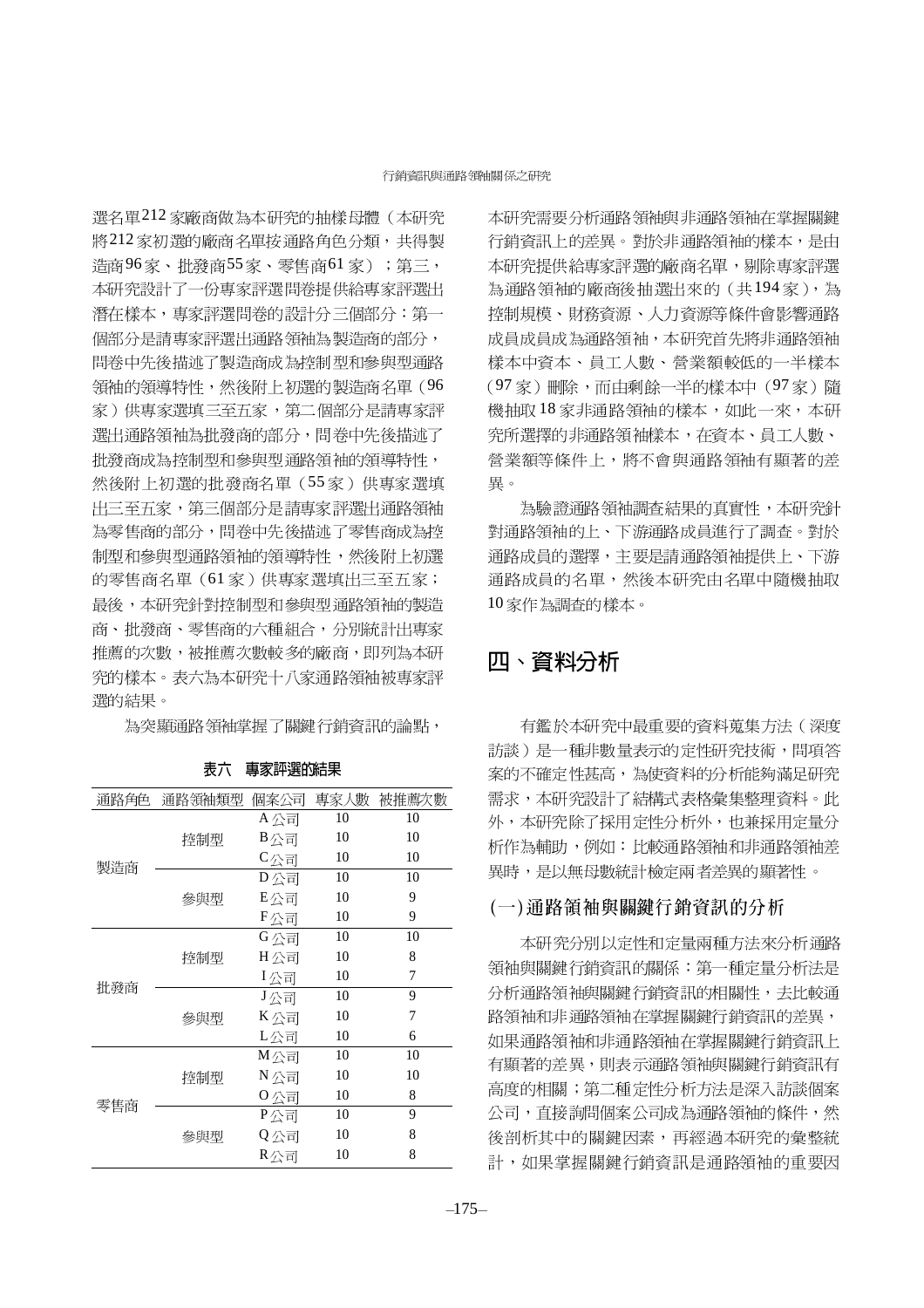選名單212家廠商做為本研究的抽樣母體（本研究將212家初選的廠商名單按通路角色分類，共得製造商96家、批發商55家、零售商61家）；第三，本研究設計了一份專家評選問卷提供給專家評選出潛在樣本，專家評選問卷的設計分三個部分：第一個部分是請專家評選出通路領袖為製造商的部分，問卷中先後描述了製造商成為控制型和參與型通路領袖的領導特性，然後附上初選的製造商名單（96家）供專家選填三至五家，第二個部分是請專家評選出通路領袖為批發商的部分，問卷中先後描述了批發商成為控制型和參與型通路領袖的領導特性，然後附上初選的批發商名單（55家）供專家選填出三至五家，第三個部分是請專家評選出通路領袖為零售商的部分，問卷中先後描述了零售商成為控制型和參與型通路領袖的領導特性，然後附上初選的零售商名單（61家）供專家選填出三至五家；最後，本研究針對控制型和參與型通路領袖的製造商、批發商、零售商的六種組合，分別統計出專家推薦的次數，被推薦次數較多的廠商，即列為本研究的樣本。表六為本研究十八家通路領袖被專家評選的結果。

為突顯通路領袖掌握了關鍵行銷資訊的論點，

**表六　專家評選的結果**

| 通路角色 | 通路領袖類型 | 個案公司 | 專家人數 | 被推薦次數 |
|---|---|---|---|---|
| 製造商 | 控制型 | A公司 | 10 | 10 |
| | | B公司 | 10 | 10 |
| | | C公司 | 10 | 10 |
| | 參與型 | D公司 | 10 | 10 |
| | | E公司 | 10 | 9 |
| | | F公司 | 10 | 9 |
| 批發商 | 控制型 | G公司 | 10 | 10 |
| | | H公司 | 10 | 8 |
| | | I公司 | 10 | 7 |
| | 參與型 | J公司 | 10 | 9 |
| | | K公司 | 10 | 7 |
| | | L公司 | 10 | 6 |
| 零售商 | 控制型 | M公司 | 10 | 10 |
| | | N公司 | 10 | 10 |
| | | O公司 | 10 | 8 |
| | 參與型 | P公司 | 10 | 9 |
| | | Q公司 | 10 | 8 |
| | | R公司 | 10 | 8 |

本研究需要分析通路領袖與非通路領袖在掌握關鍵行銷資訊上的差異。對於非通路領袖的樣本，是由本研究提供給專家評選的廠商名單，剔除專家評選為通路領袖的廠商後抽選出來的（共194家），為控制規模、財務資源、人力資源等條件會影響通路成員成為通路領袖，本研究首先將非通路領袖樣本中資本、員工人數、營業額較低的一半樣本（97家）刪除，而由剩餘一半的樣本中（97家）隨機抽取18家非通路領袖的樣本，如此一來，本研究所選擇的非通路領袖樣本，在資本、員工人數、營業額等條件上，將不會與通路領袖有顯著的差異。

為驗證通路領袖調查結果的真實性，本研究針對通路領袖的上、下游通路成員進行了調查。對於通路成員的選擇，主要是請通路領袖提供上、下游通路成員的名單，然後本研究由名單中隨機抽取10家作為調查的樣本。

## 四、資料分析

有鑑於本研究中最重要的資料蒐集方法（深度訪談）是一種非數量表示的定性研究技術，問項答案的不確定性甚高，為使資料的分析能夠滿足研究需求，本研究設計了結構式表格彙集整理資料。此外，本研究除了採用定性分析外，也兼採用定量分析作為輔助，例如：比較通路領袖和非通路領袖差異時，是以無母數統計檢定兩者差異的顯著性。

### (一)通路領袖與關鍵行銷資訊的分析

本研究分別以定性和定量兩種方法來分析通路領袖與關鍵行銷資訊的關係：第一種定量分析法是分析通路領袖與關鍵行銷資訊的相關性，去比較通路領袖和非通路領袖在掌握關鍵行銷資訊的差異，如果通路領袖和非通路領袖在掌握關鍵行銷資訊上有顯著的差異，則表示通路領袖與關鍵行銷資訊有高度的相關；第二種定性分析方法是深入訪談個案公司，直接詢問個案公司成為通路領袖的條件，然後剖析其中的關鍵因素，再經過本研究的彙整統計，如果掌握關鍵行銷資訊是通路領袖的重要因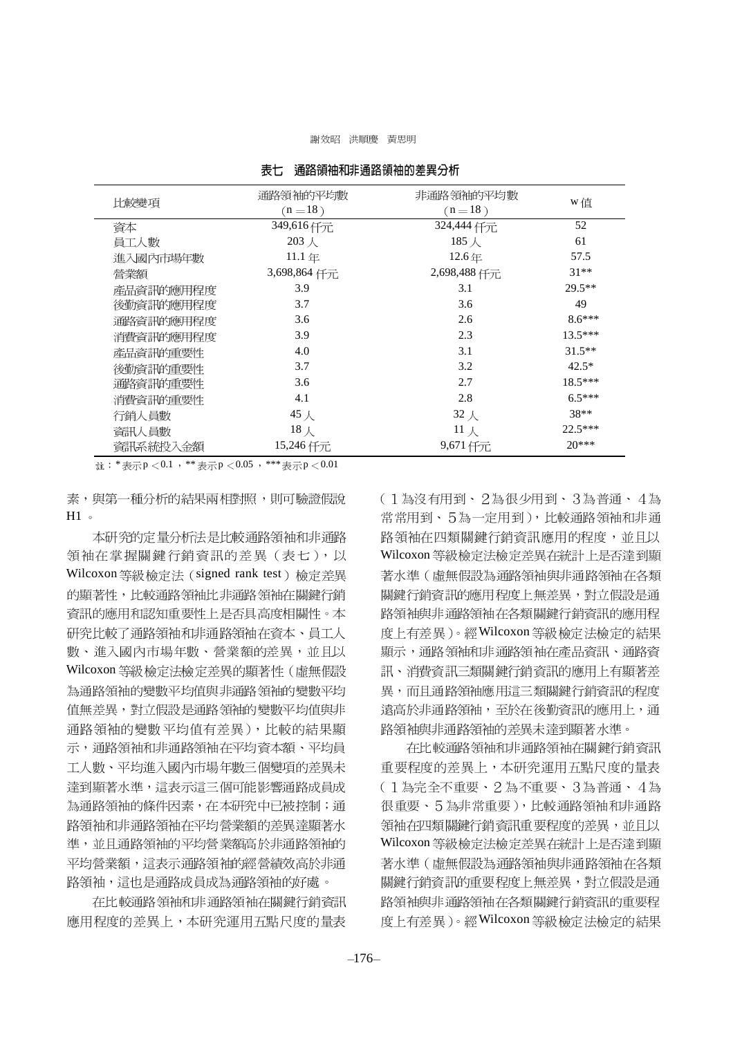**表七　通路領袖和非通路領袖的差異分析**

| 比較變項 | 通路領袖的平均數 (n＝18) | 非通路領袖的平均數 (n＝18) | w 值 |
|---|---|---|---|
| 資本 | 349,616 仟元 | 324,444 仟元 | 52 |
| 員工人數 | 203 人 | 185 人 | 61 |
| 進入國內市場年數 | 11.1 年 | 12.6 年 | 57.5 |
| 營業額 | 3,698,864 仟元 | 2,698,488 仟元 | 31** |
| 產品資訊的應用程度 | 3.9 | 3.1 | 29.5** |
| 後勤資訊的應用程度 | 3.7 | 3.6 | 49 |
| 通路資訊的應用程度 | 3.6 | 2.6 | 8.6*** |
| 消費資訊的應用程度 | 3.9 | 2.3 | 13.5*** |
| 產品資訊的重要性 | 4.0 | 3.1 | 31.5** |
| 後勤資訊的重要性 | 3.7 | 3.2 | 42.5* |
| 通路資訊的重要性 | 3.6 | 2.7 | 18.5*** |
| 消費資訊的重要性 | 4.1 | 2.8 | 6.5*** |
| 行銷人員數 | 45 人 | 32 人 | 38** |
| 資訊人員數 | 18 人 | 11 人 | 22.5*** |
| 資訊系統投入金額 | 15,246 仟元 | 9,671 仟元 | 20*** |

註：* 表示 $p < 0.1$，** 表示 $p < 0.05$，*** 表示 $p < 0.01$

素，與第一種分析的結果兩相對照，則可驗證假說 H1。

本研究的定量分析法是比較通路領袖和非通路領袖在掌握關鍵行銷資訊的差異（表七），以 Wilcoxon 等級檢定法（signed rank test）檢定差異的顯著性，比較通路領袖比非通路領袖在關鍵行銷資訊的應用和認知重要性上是否具高度相關性。本研究比較了通路領袖和非通路領袖在資本、員工人數、進入國內市場年數、營業額的差異，並且以 Wilcoxon 等級檢定法檢定差異的顯著性（虛無假設為通路領袖的變數平均值與非通路領袖的變數平均值無差異，對立假設是通路領袖的變數平均值與非通路領袖的變數平均值有差異），比較的結果顯示，通路領袖和非通路領袖在平均資本額、平均員工人數、平均進入國內市場年數三個變項的差異未達到顯著水準，這表示這三個可能影響通路成員成為通路領袖的條件因素，在本研究中已被控制；通路領袖和非通路領袖在平均營業額的差異達顯著水準，並且通路領袖的平均營業額高於非通路領袖的平均營業額，這表示通路領袖的經營績效高於非通路領袖，這也是通路成員成為通路領袖的好處。

在比較通路領袖和非通路領袖在關鍵行銷資訊應用程度的差異上，本研究運用五點尺度的量表（1為沒有用到、2為很少用到、3為普通、4為常常用到、5為一定用到），比較通路領袖和非通路領袖在四類關鍵行銷資訊應用的程度，並且以 Wilcoxon 等級檢定法檢定差異在統計上是否達到顯著水準（虛無假設為通路領袖與非通路領袖在各類關鍵行銷資訊的應用程度上無差異，對立假設是通路領袖與非通路領袖在各類關鍵行銷資訊的應用程度上有差異）。經 Wilcoxon 等級檢定法檢定的結果顯示，通路領袖和非通路領袖在產品資訊、通路資訊、消費資訊三類關鍵行銷資訊的應用上有顯著差異，而且通路領袖應用這三類關鍵行銷資訊的程度遠高於非通路領袖，至於在後勤資訊的應用上，通路領袖與非通路領袖的差異未達到顯著水準。

在比較通路領袖和非通路領袖在關鍵行銷資訊重要程度的差異上，本研究運用五點尺度的量表（1為完全不重要、2為不重要、3為普通、4為很重要、5為非常重要），比較通路領袖和非通路領袖在四類關鍵行銷資訊重要程度的差異，並且以 Wilcoxon 等級檢定法檢定差異在統計上是否達到顯著水準（虛無假設為通路領袖與非通路領袖在各類關鍵行銷資訊的重要程度上無差異，對立假設是通路領袖與非通路領袖在各類關鍵行銷資訊的重要程度上有差異）。經 Wilcoxon 等級檢定法檢定的結果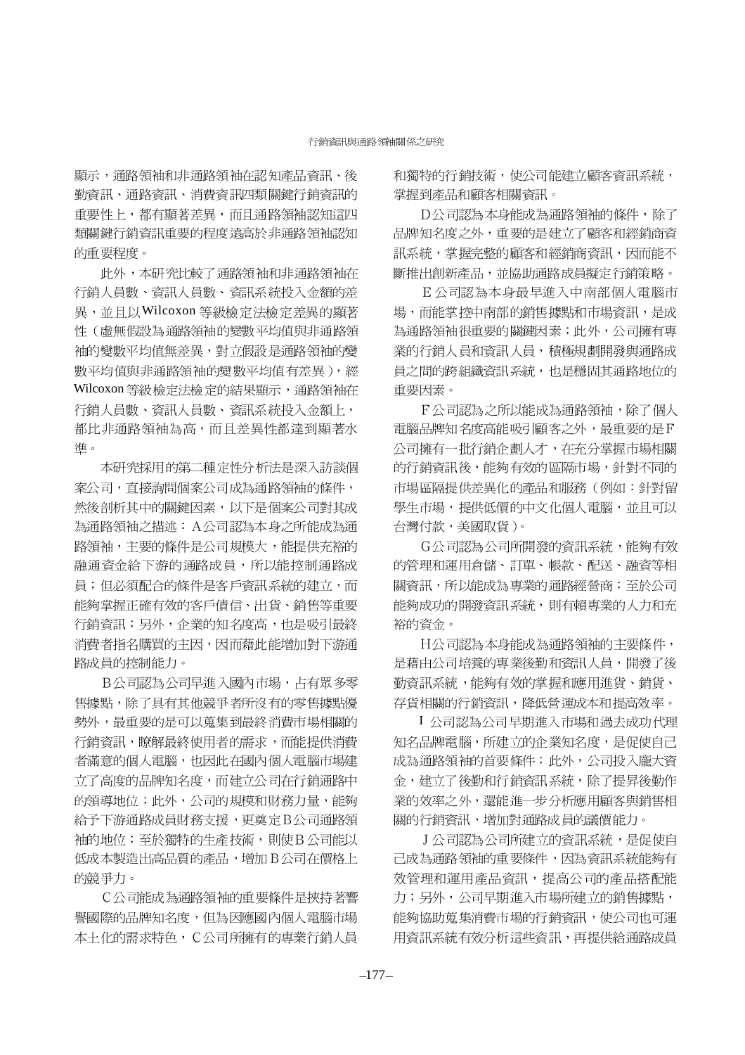顯示，通路領袖和非通路領袖在認知產品資訊、後勤資訊、通路資訊、消費資訊四類關鍵行銷資訊的重要性上，都有顯著差異，而且通路領袖認知這四類關鍵行銷資訊重要的程度遠高於非通路領袖認知的重要程度。

此外，本研究比較了通路領袖和非通路領袖在行銷人員數、資訊人員數、資訊系統投入金額的差異，並且以Wilcoxon等級檢定法檢定差異的顯著性（虛無假設為通路領袖的變數平均值與非通路領袖的變數平均值無差異，對立假設是通路領袖的變數平均值與非通路領袖的變數平均值有差異），經Wilcoxon等級檢定法檢定的結果顯示，通路領袖在行銷人員數、資訊人員數、資訊系統投入金額上，都比非通路領袖為高，而且差異性都達到顯著水準。

本研究採用的第二種定性分析法是深入訪談個案公司，直接詢問個案公司成為通路領袖的條件，然後剖析其中的關鍵因素，以下是個案公司對其成為通路領袖之描述：A公司認為本身之所能成為通路領袖，主要的條件是公司規模大，能提供充裕的融通資金給下游的通路成員，所以能控制通路成員；但必須配合的條件是客戶資訊系統的建立，而能夠掌握正確有效的客戶債信、出貨、銷售等重要行銷資訊；另外，企業的知名度高，也是吸引最終消費者指名購買的主因，因而藉此能增加對下游通路成員的控制能力。

B公司認為公司早進入國內市場，占有眾多零售據點，除了具有其他競爭者所沒有的零售據點優勢外，最重要的是可以蒐集到最終消費市場相關的行銷資訊，瞭解最終使用者的需求，而能提供消費者滿意的個人電腦，也因此在國內個人電腦市場建立了高度的品牌知名度，而建立公司在行銷通路中的領導地位；此外，公司的規模和財務力量，能夠給予下游通路成員財務支援，更奠定B公司通路領袖的地位；至於獨特的生產技術，則使B公司能以低成本製造出高品質的產品，增加B公司在價格上的競爭力。

C公司能成為通路領袖的重要條件是挾持著響響國際的品牌知名度，但為因應國內個人電腦市場本土化的需求特色，C公司所擁有的專業行銷人員和獨特的行銷技術，使公司能建立顧客資訊系統，掌握到產品和顧客相關資訊。

D公司認為本身能成為通路領袖的條件，除了品牌知名度之外，重要的是建立了顧客和經銷商資訊系統，掌握完整的顧客和經銷商資訊，因而能不斷推出創新產品，並協助通路成員擬定行銷策略。

E公司認為本身最早進入中南部個人電腦市場，而能掌控中南部的銷售據點和市場資訊，是成為通路領袖很重要的關鍵因素；此外，公司擁有專業的行銷人員和資訊人員，積極規劃開發與通路成員之間的跨組織資訊系統，也是穩固其通路地位的重要因素。

F公司認為之所以能成為通路領袖，除了個人電腦品牌知名度高能吸引顧客之外，最重要的是F公司擁有一批行銷企劃人才，在充分掌握市場相關的行銷資訊後，能夠有效的區隔市場，針對不同的市場區隔提供差異化的產品和服務（例如：針對留學生市場，提供低價的中文化個人電腦，並且可以台灣付款，美國取貨）。

G公司認為公司所開發的資訊系統，能夠有效的管理和運用倉儲、訂單、帳款、配送、融資等相關資訊，所以能成為專業的通路經營商；至於公司能夠成功的開發資訊系統，則有賴專業的人力和充裕的資金。

H公司認為本身能成為通路領袖的主要條件，是藉由公司培養的專業後勤和資訊人員，開發了後勤資訊系統，能夠有效的掌握和應用進貨、銷貨、存貨相關的行銷資訊，降低營運成本和提高效率。

I 公司認為公司早期進入市場和過去成功代理知名品牌電腦，所建立的企業知名度，是促使自己成為通路領袖的首要條件；此外，公司投入龐大資金，建立了後勤和行銷資訊系統，除了提昇後勤作業的效率之外，還能進一步分析應用顧客與銷售相關的行銷資訊，增加對通路成員的議價能力。

J公司認為公司所建立的資訊系統，是促使自己成為通路領袖的重要條件，因為資訊系統能夠有效管理和運用產品資訊，提高公司的產品搭配能力；另外，公司早期進入市場所建立的銷售據點，能夠協助蒐集消費市場的行銷資訊，使公司也可運用資訊系統有效分析這些資訊，再提供給通路成員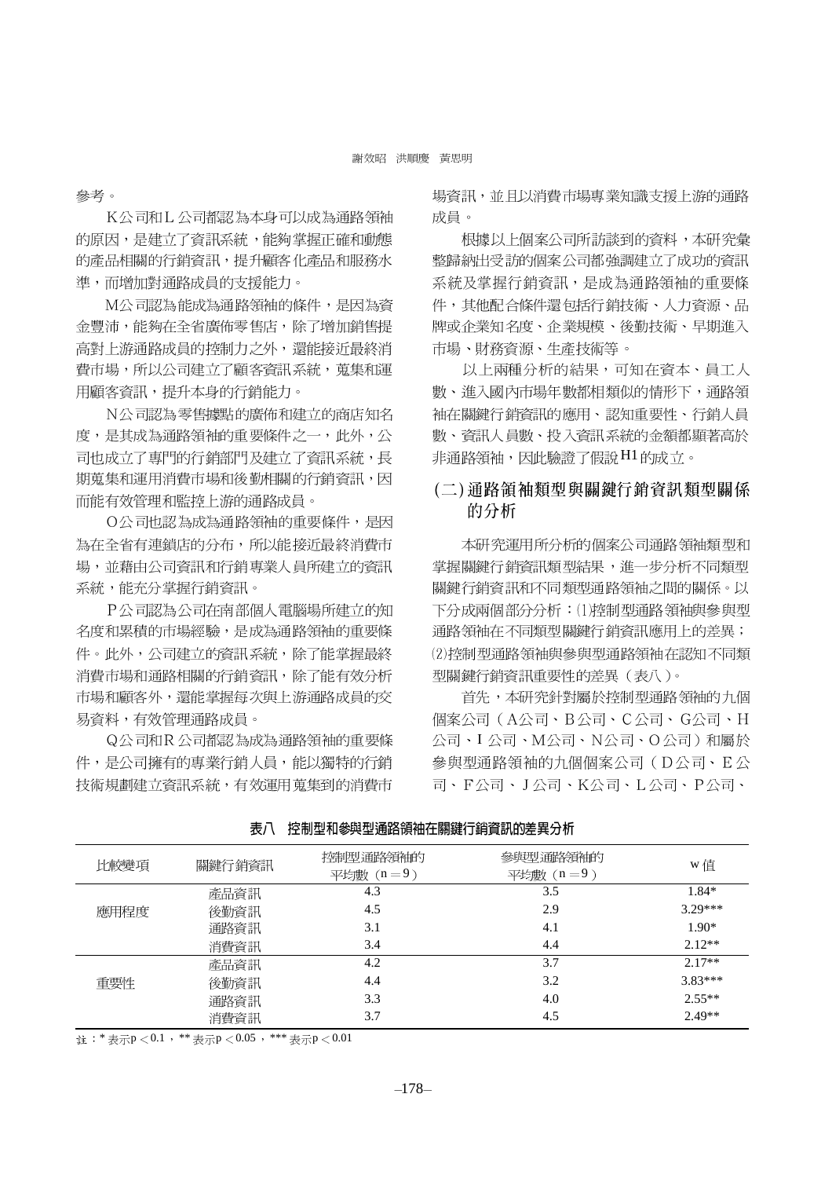參考。

K公司和L公司都認為本身可以成為通路領袖的原因，是建立了資訊系統，能夠掌握正確和動態的產品相關的行銷資訊，提升顧客化產品和服務水準，而增加對通路成員的支援能力。

M公司認為能成為通路領袖的條件，是因為資金豐沛，能夠在全省廣佈零售店，除了增加銷售提高對上游通路成員的控制力之外，還能接近最終消費市場，所以公司建立了顧客資訊系統，蒐集和運用顧客資訊，提升本身的行銷能力。

N公司認為零售據點的廣佈和建立的商店知名度，是其成為通路領袖的重要條件之一，此外，公司也成立了專門的行銷部門及建立了資訊系統，長期蒐集和運用消費市場和後勤相關的行銷資訊，因而能有效管理和監控上游的通路成員。

O公司也認為成為通路領袖的重要條件，是因為在全省有連鎖店的分布，所以能接近最終消費市場，並藉由公司資訊和行銷專業人員所建立的資訊系統，能充分掌握行銷資訊。

P公司認為公司在南部個人電腦賣場所建立的知名度和累積的市場經驗，是成為通路領袖的重要條件。此外，公司建立的資訊系統，除了能掌握最終消費市場和通路相關的行銷資訊，除了能有效分析市場和顧客外，還能掌握每次與上游通路成員的交易資料，有效管理通路成員。

Q公司和R公司都認為成為通路領袖的重要條件，是公司擁有的專業行銷人員，能以獨特的行銷技術規劃建立資訊系統，有效運用蒐集到的消費市場資訊，並且以消費市場專業知識支援上游的通路成員。

根據以上個案公司所訪談到的資料，本研究彙整歸納出受訪的個案公司都強調建立了成功的資訊系統及掌握行銷資訊，是成為通路領袖的重要條件，其他配合條件還包括行銷技術、人力資源、品牌或企業知名度、企業規模、後勤技術、早期進入市場、財務資源、生產技術等。

以上兩種分析的結果，可知在資本、員工人數、進入國內市場年數都相類似的情形下，通路領袖在關鍵行銷資訊的應用、認知重要性、行銷人員數、資訊人員數、投入資訊系統的金額都顯著高於非通路領袖，因此驗證了假說H1的成立。

## (二)通路領袖類型與關鍵行銷資訊類型關係的分析

本研究運用所分析的個案公司通路領袖類型和掌握關鍵行銷資訊類型結果，進一步分析不同類型關鍵行銷資訊和不同類型通路領袖之間的關係。以下分成兩個部分分析：⑴控制型通路領袖與參與型通路領袖在不同類型關鍵行銷資訊應用上的差異；⑵控制型通路領袖與參與型通路領袖在認知不同類型關鍵行銷資訊重要性的差異（表八）。

首先，本研究針對屬於控制型通路領袖的九個個案公司（A公司、B公司、C公司、G公司、H公司、I公司、M公司、N公司、O公司）和屬於參與型通路領袖的九個個案公司（D公司、E公司、F公司、J公司、K公司、L公司、P公司、

**表八　控制型和參與型通路領袖在關鍵行銷資訊的差異分析**

| 比較變項 | 關鍵行銷資訊 | 控制型通路領袖的平均數（n＝9） | 參與型通路領袖的平均數（n＝9） | w值 |
|---|---|---|---|---|
| 應用程度 | 產品資訊 | 4.3 | 3.5 | 1.84* |
| | 後勤資訊 | 4.5 | 2.9 | 3.29*** |
| | 通路資訊 | 3.1 | 4.1 | 1.90* |
| | 消費資訊 | 3.4 | 4.4 | 2.12** |
| 重要性 | 產品資訊 | 4.2 | 3.7 | 2.17** |
| | 後勤資訊 | 4.4 | 3.2 | 3.83*** |
| | 通路資訊 | 3.3 | 4.0 | 2.55** |
| | 消費資訊 | 3.7 | 4.5 | 2.49** |

註：* 表示 $p < 0.1$，** 表示 $p < 0.05$，*** 表示 $p < 0.01$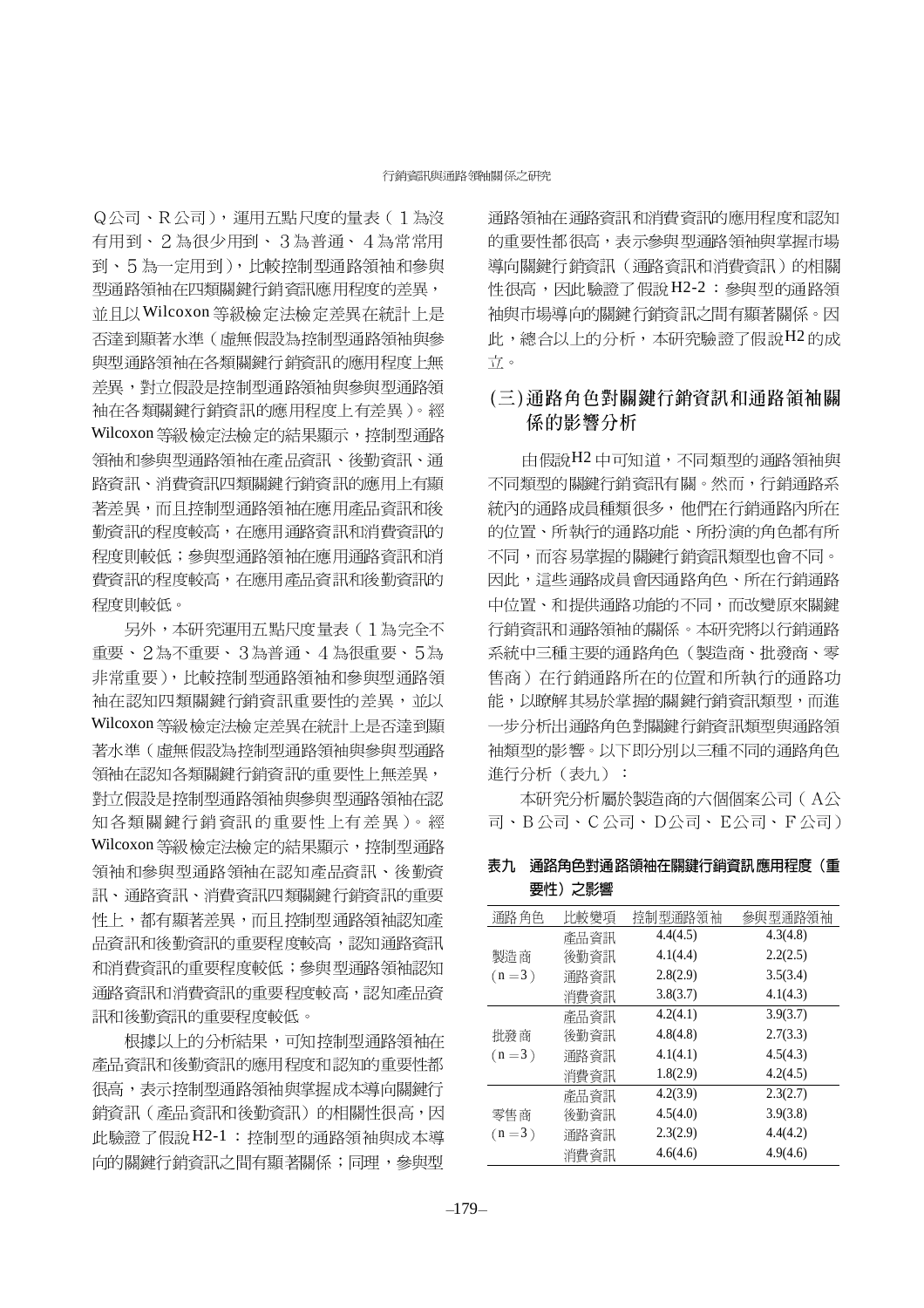Q公司、R公司），運用五點尺度的量表（1為沒有用到、2為很少用到、3為普通、4為常常用到、5為一定用到），比較控制型通路領袖和參與型通路領袖在四類關鍵行銷資訊應用程度的差異，並且以Wilcoxon等級檢定法檢定差異在統計上是否達到顯著水準（虛無假設為控制型通路領袖與參與型通路領袖在各類關鍵行銷資訊的應用程度上無差異，對立假設是控制型通路領袖與參與型通路領袖在各類關鍵行銷資訊的應用程度上有差異）。經Wilcoxon等級檢定法檢定的結果顯示，控制型通路領袖和參與型通路領袖在產品資訊、後勤資訊、通路資訊、消費資訊四類關鍵行銷資訊的應用上有顯著差異，而且控制型通路領袖在應用產品資訊和後勤資訊的程度較高，在應用通路資訊和消費資訊的程度則較低；參與型通路領袖在應用通路資訊和消費資訊的程度較高，在應用產品資訊和後勤資訊的程度則較低。

另外，本研究運用五點尺度量表（1為完全不重要、2為不重要、3為普通、4為很重要、5為非常重要），比較控制型通路領袖和參與型通路領袖在認知四類關鍵行銷資訊重要性的差異，並以Wilcoxon等級檢定法檢定差異在統計上是否達到顯著水準（虛無假設為控制型通路領袖與參與型通路領袖在認知各類關鍵行銷資訊的重要性上無差異，對立假設是控制型通路領袖與參與型通路領袖在認知各類關鍵行銷資訊的重要性上有差異）。經Wilcoxon等級檢定法檢定的結果顯示，控制型通路領袖和參與型通路領袖在認知產品資訊、後勤資訊、通路資訊、消費資訊四類關鍵行銷資訊的重要性上，都有顯著差異，而且控制型通路領袖認知產品資訊和後勤資訊的重要程度較高，認知通路資訊和消費資訊的重要程度較低；參與型通路領袖認知通路資訊和消費資訊的重要程度較高，認知產品資訊和後勤資訊的重要程度較低。

根據以上的分析結果，可知控制型通路領袖在產品資訊和後勤資訊的應用程度和認知的重要性都很高，表示控制型通路領袖與掌握成本導向關鍵行銷資訊（產品資訊和後勤資訊）的相關性很高，因此驗證了假說H2-1：控制型的通路領袖與成本導向的關鍵行銷資訊之間有顯著關係；同理，參與型通路領袖在通路資訊和消費資訊的應用程度和認知的重要性都很高，表示參與型通路領袖與掌握市場導向關鍵行銷資訊（通路資訊和消費資訊）的相關性很高，因此驗證了假說H2-2：參與型的通路領袖與市場導向的關鍵行銷資訊之間有顯著關係。因此，總合以上的分析，本研究驗證了假說H2的成立。

## (三)通路角色對關鍵行銷資訊和通路領袖關係的影響分析

由假說H2中可知道，不同類型的通路領袖與不同類型的關鍵行銷資訊有關。然而，行銷通路系統內的通路成員種類很多，他們在行銷通路內所在的位置、所執行的通路功能、所扮演的角色都有所不同，而容易掌握的關鍵行銷資訊類型也會不同。因此，這些通路成員會因通路角色、所在行銷通路中位置、和提供通路功能的不同，而改變原來關鍵行銷資訊和通路領袖的關係。本研究將以行銷通路系統中三種主要的通路角色（製造商、批發商、零售商）在行銷通路所在的位置和所執行的通路功能，以瞭解其易於掌握的關鍵行銷資訊類型，而進一步分析出通路角色對關鍵行銷資訊類型與通路領袖類型的影響。以下即分別以三種不同的通路角色進行分析（表九）：

本研究分析屬於製造商的六個個案公司（A公司、B公司、C公司、D公司、E公司、F公司）

**表九　通路角色對通路領袖在關鍵行銷資訊應用程度（重要性）之影響**

| 通路角色 | 比較變項 | 控制型通路領袖 | 參與型通路領袖 |
|---|---|---|---|
| 製造商 (n＝3) | 產品資訊 | 4.4(4.5) | 4.3(4.8) |
| | 後勤資訊 | 4.1(4.4) | 2.2(2.5) |
| | 通路資訊 | 2.8(2.9) | 3.5(3.4) |
| | 消費資訊 | 3.8(3.7) | 4.1(4.3) |
| 批發商 (n＝3) | 產品資訊 | 4.2(4.1) | 3.9(3.7) |
| | 後勤資訊 | 4.8(4.8) | 2.7(3.3) |
| | 通路資訊 | 4.1(4.1) | 4.5(4.3) |
| | 消費資訊 | 1.8(2.9) | 4.2(4.5) |
| 零售商 (n＝3) | 產品資訊 | 4.2(3.9) | 2.3(2.7) |
| | 後勤資訊 | 4.5(4.0) | 3.9(3.8) |
| | 通路資訊 | 2.3(2.9) | 4.4(4.2) |
| | 消費資訊 | 4.6(4.6) | 4.9(4.6) |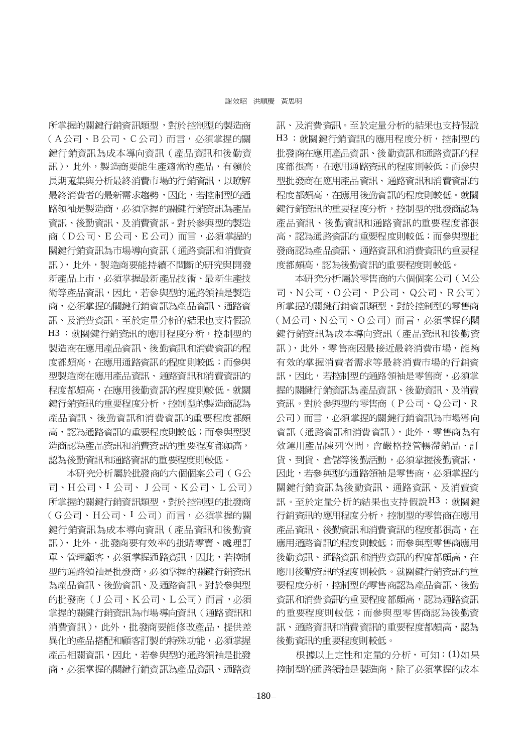所掌握的關鍵行銷資訊類型，對於控制型的製造商（A公司、B公司、C公司）而言，必須掌握的關鍵行銷資訊為成本導向資訊（產品資訊和後勤資訊），此外，製造商要能生產適當的產品，有賴於長期蒐集與分析最終消費市場的行銷資訊，以瞭解最終消費者的最新需求趨勢，因此，若控制型的通路領袖是製造商，必須掌握的關鍵行銷資訊為產品資訊、後勤資訊、及消費資訊。對於參與型的製造商（D公司、E公司、E公司）而言，必須掌握的關鍵行銷資訊為市場導向資訊（通路資訊和消費資訊），此外，製造商要能持續不間斷的研究與開發新產品上市，必須掌握最新產品技術、最新生產技術等產品資訊，因此，若參與型的通路領袖是製造商，必須掌握的關鍵行銷資訊為產品資訊、通路資訊、及消費資訊。至於定量分析的結果也支持假說H3：就關鍵行銷資訊的應用程度分析，控制型的製造商在應用產品資訊、後勤資訊和消費資訊的程度都頗高，在應用通路資訊的程度則較低；而參與型製造商在應用產品資訊、通路資訊和消費資訊的程度都頗高，在應用後勤資訊的程度則較低。就關鍵行銷資訊的重要程度分析，控制型的製造商認為產品資訊、後勤資訊和消費資訊的重要程度都頗高，認為通路資訊的重要程度則較低；而參與型製造商認為產品資訊和消費資訊的重要程度都頗高，認為後勤資訊和通路資訊的重要程度則較低。

本研究分析屬於批發商的六個個案公司（G公司、H公司、I公司、J公司、K公司、L公司）所掌握的關鍵行銷資訊類型，對於控制型的批發商（G公司、H公司、I公司）而言，必須掌握的關鍵行銷資訊為成本導向資訊（產品資訊和後勤資訊），此外，批發商要有效率的批購零賣、處理訂單、管理顧客，必須掌握通路資訊，因此，若控制型的通路領袖是批發商，必須掌握的關鍵行銷資訊為產品資訊、後勤資訊、及通路資訊。對於參與型的批發商（J公司、K公司、L公司）而言，必須掌握的關鍵行銷資訊為市場導向資訊（通路資訊和消費資訊），此外，批發商要能修改產品，提供差異化的產品搭配和顧客訂製的特殊功能，必須掌握產品相關資訊，因此，若參與型的通路領袖是批發商，必須掌握的關鍵行銷資訊為產品資訊、通路資訊、及消費資訊。至於定量分析的結果也支持假說H3：就關鍵行銷資訊的應用程度分析，控制型的批發商在應用產品資訊、後勤資訊和通路資訊的程度都很高，在應用通路資訊的程度則較低；而參與型批發商在應用產品資訊、通路資訊和消費資訊的程度都頗高，在應用後勤資訊的程度則較低。就關鍵行銷資訊的重要程度分析，控制型的批發商認為產品資訊、後勤資訊和通路資訊的重要程度都很高，認為通路資訊的重要程度則較低；而參與型批發商認為產品資訊、通路資訊和消費資訊的重要程度都頗高，認為後勤資訊的重要程度則較低。

本研究分析屬於零售商的六個個案公司（M公司、N公司、O公司、P公司、Q公司、R公司）所掌握的關鍵行銷資訊類型，對於控制型的零售商（M公司、N公司、O公司）而言，必須掌握的關鍵行銷資訊為成本導向資訊（產品資訊和後勤資訊），此外，零售商因最接近最終消費市場，能夠有效的掌握消費者需求等最終消費市場的行銷資訊，因此，若控制型的通路領袖是零售商，必須掌握的關鍵行銷資訊為產品資訊、後勤資訊、及消費資訊。對於參與型的零售商（P公司、Q公司、R公司）而言，必須掌握的關鍵行銷資訊為市場導向資訊（通路資訊和消費資訊），此外，零售商為有效運用產品陳列空間，會嚴格控管暢滯銷品、訂貨、到貨、倉儲等後勤活動，必須掌握後勤資訊，因此，若參與型的通路領袖是零售商，必須掌握的關鍵行銷資訊為後勤資訊、通路資訊、及消費資訊。至於定量分析的結果也支持假說H3：就關鍵行銷資訊的應用程度分析，控制型的零售商在應用產品資訊、後勤資訊和消費資訊的程度都很高，在應用通路資訊的程度則較低；而參與型零售商應用後勤資訊、通路資訊和消費資訊的程度都頗高，在應用後勤資訊的程度則較低。就關鍵行銷資訊的重要程度分析，控制型的零售商認為產品資訊、後勤資訊和消費資訊的重要程度都頗高，認為通路資訊的重要程度則較低；而參與型零售商認為後勤資訊、通路資訊和消費資訊的重要程度都頗高，認為後勤資訊的重要程度則較低。

根據以上定性和定量的分析，可知：(1)如果控制型的通路領袖是製造商，除了必須掌握的成本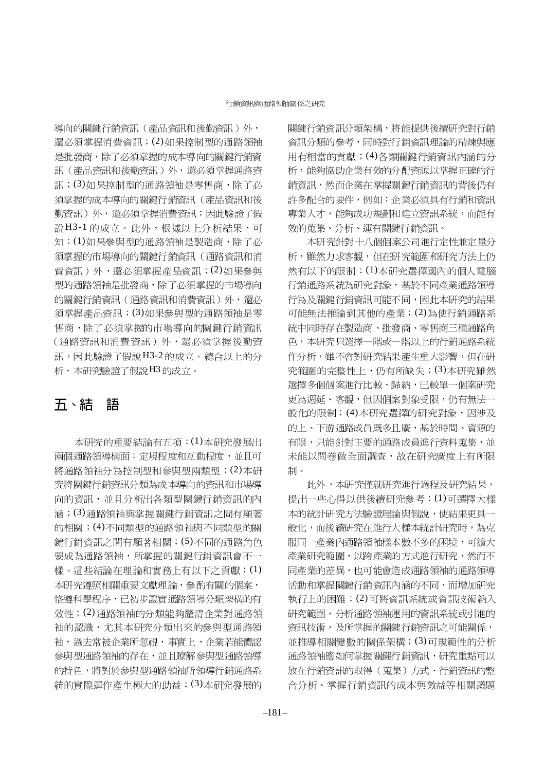導向的關鍵行銷資訊（產品資訊和後勤資訊）外，還必須掌握消費資訊；(2)如果控制型的通路領袖是批發商，除了必須掌握的成本導向的關鍵行銷資訊（產品資訊和後勤資訊）外，還必須掌握通路資訊；(3)如果控制型的通路領袖是零售商，除了必須掌握的成本導向的關鍵行銷資訊（產品資訊和後勤資訊）外，還必須掌握消費資訊；因此驗證了假說 H3-1 的成立。此外，根據以上分析結果，可知：(1)如果參與型的通路領袖是製造商，除了必須掌握的市場導向的關鍵行銷資訊（通路資訊和消費資訊）外，還必須掌握產品資訊；(2)如果參與型的通路領袖是批發商，除了必須掌握的市場導向的關鍵行銷資訊（通路資訊和消費資訊）外，還必須掌握產品資訊；(3)如果參與型的通路領袖是零售商，除了必須掌握的市場導向的關鍵行銷資訊（通路資訊和消費資訊）外，還必須掌握後勤資訊，因此驗證了假說 H3-2 的成立。總合以上的分析，本研究驗證了假說 H3 的成立。

## 五、結　語

本研究的重要結論有五項：(1)本研究發展出兩個通路領導構面：定規程度和互動程度，並且可將通路領袖分為控制型和參與型兩類型；(2)本研究將關鍵行銷資訊分類為成本導向的資訊和市場導向的資訊，並且分析出各類型關鍵行銷資訊的內涵；(3)通路領袖與掌握關鍵行銷資訊之間有顯著的相關；(4)不同類型的通路領袖與不同類型的關鍵行銷資訊之間有顯著相關；(5)不同的通路角色要成為通路領袖，所掌握的關鍵行銷資訊會不一樣。這些結論在理論和實務上有以下之貢獻：(1)本研究遵照相關重要文獻理論，參酌有關的個案，恪遵科學程序，已初步證實通路領導分類架構的有效性；(2)通路領袖的分類能夠釐清企業對通路領袖的認識，尤其本研究分類出來的參與型通路領袖，過去常被企業所忽視，事實上，企業若能體認參與型通路領袖的存在，並且瞭解參與型通路領導的特色，將對於參與型通路領袖所領導行銷通路系統的實際運作產生極大的助益；(3)本研究發展的關鍵行銷資訊分類架構，將能提供後續研究對行銷資訊分類的參考，同時對行銷資訊理論的精煉與應用有相當的貢獻；(4)各類關鍵行銷資訊內涵的分析，能夠協助企業有效的分配資源以掌握正確的行銷資訊，然而企業在掌握關鍵行銷資訊的背後仍有許多配合的要件，例如：企業必須具有行銷和資訊專業人才，能夠成功規劃和建立資訊系統，而能有效的蒐集、分析、運有關鍵行銷資訊。

本研究針對十八個個案公司進行定性兼定量分析，雖然力求客觀，但在研究範圍和研究方法上仍然有以下的限制：(1)本研究選擇國內的個人電腦行銷通路系統為研究對象，基於不同產業通路領導行為及關鍵行銷資訊可能不同，因此本研究的結果可能無法推論到其他的產業；(2)為使行銷通路系統中同時存在製造商、批發商、零售商三種通路角色，本研究只選擇一階或一階以上的行銷通路系統作分析，雖不會對研究結果產生重大影響，但在研究範圍的完整性上，仍有所缺失；(3)本研究雖然選擇多個個案進行比較、歸納，已較單一個案研究更為週延、客觀，但因個案對象受限，仍有無法一般化的限制；(4)本研究選擇的研究對象，因涉及的上、下游通路成員既多且廣，基於時間、資源的有限，只能針對主要的通路成員進行資料蒐集，並未能以問卷做全面調查，故在研究廣度上有所限制。

此外，本研究僅就研究進行過程及研究結果，提出一些心得以供後續研究參考：(1)可選擇大樣本的統計研究方法驗證理論與假說，使結果更具一般化，而後續研究在進行大樣本統計研究時，為克服同一產業內通路領袖樣本數不多的困境，可擴大產業研究範圍，以跨產業的方式進行研究，然而不同產業的差異，也可能會造成通路領袖的通路領導活動和掌握關鍵行銷資訊內涵的不同，而增加研究執行上的困難；(2)可將資訊系統或資訊技術納入研究範圍，分析通路領袖運用的資訊系統或引進的資訊技術，及所掌握的關鍵行銷資訊之可能關係，並推導相關變數的關係架構；(3)可規範性的分析通路領袖應如何掌握關鍵行銷資訊，研究重點可以放在行銷資訊的取得（蒐集）方式、行銷資訊的整合分析、掌握行銷資訊的成本與效益等相關議題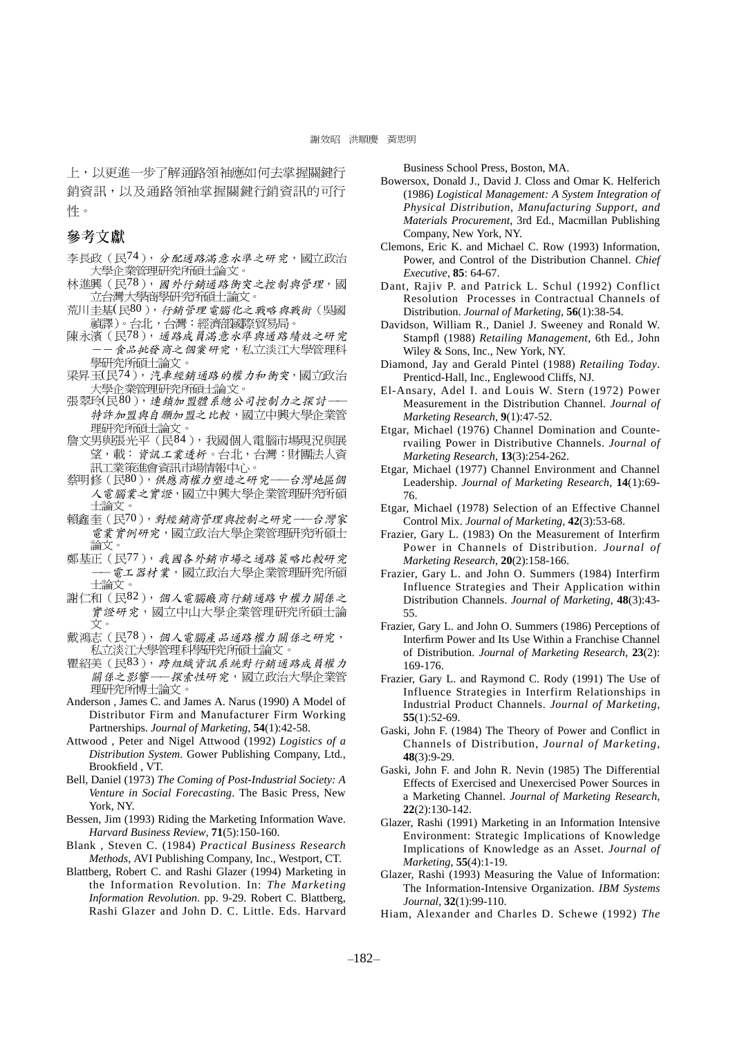上，以更進一步了解通路領袖應如何去掌握關鍵行銷資訊，以及通路領袖掌握關鍵行銷資訊的可行性。

## 參考文獻

李長政（民74），*分配通路滿意水準之研究*，國立政治大學企業管理研究所碩士論文。

林進興（民78），*國外行銷通路衝突之控制與管理*，國立台灣大學商學研究所碩士論文。

荒川圭基(民80)，*行銷管理電腦化之戰略與戰術*（吳國禎譯）。台北，台灣：經濟部國際貿易局。

陳永濱（民78），*通路成員滿意水準與通路績效之研究——食品批發商之個案研究*，私立淡江大學管理科學研究所碩士論文。

梁昇玉(民74)，*汽車經銷通路的權力和衝突*，國立政治大學企業管理研究所碩士論文。

張翠玲(民80)，*連鎖加盟體系總公司控制力之探討——特許加盟與自願加盟之比較*，國立中興大學企業管理研究所碩士論文。

詹文男與張光平（民84），我國個人電腦市場現況與展望，載：*資訊工業透析*。台北，台灣：財團法人資訊工業策進會資訊市場情報中心。

蔡明修（民80)，*供應商權力塑造之研究——台灣地區個人電腦業之實證*，國立中興大學企業管理研究所碩士論文。

賴鑫奎（民70），*對經銷商管理與控制之研究——台灣家電業實例研究*，國立政治大學企業管理研究所碩士論文。

鄭基正（民77），*我國各外銷市場之通路策略比較研究——電工器材業*，國立政治大學企業管理研究所碩士論文。

謝仁和（民82），*個人電腦廠商行銷通路中權力關係之實證研究*，國立中山大學企業管理研究所碩士論文。

戴鴻志（民78），*個人電腦產品通路權力關係之研究*，私立淡江大學管理科學研究所碩士論文。

瞿紹美（民83），*跨組織資訊系統對行銷通路成員權力關係之影響——探索性研究*，國立政治大學企業管理研究所博士論文。

Anderson , James C. and James A. Narus (1990) A Model of Distributor Firm and Manufacturer Firm Working Partnerships. *Journal of Marketing*, **54**(1):42-58.

Attwood , Peter and Nigel Attwood (1992) *Logistics of a Distribution System*. Gower Publishing Company, Ltd., Brookfield , VT.

Bell, Daniel (1973) *The Coming of Post-Industrial Society: A Venture in Social Forecasting*. The Basic Press, New York, NY.

Bessen, Jim (1993) Riding the Marketing Information Wave. *Harvard Business Review*, **71**(5):150-160.

Blank , Steven C. (1984) *Practical Business Research Methods*, AVI Publishing Company, Inc., Westport, CT.

Blattberg, Robert C. and Rashi Glazer (1994) Marketing in the Information Revolution. In: *The Marketing Information Revolution*. pp. 9-29. Robert C. Blattberg, Rashi Glazer and John D. C. Little. Eds. Harvard Business School Press, Boston, MA.

Bowersox, Donald J., David J. Closs and Omar K. Helferich (1986) *Logistical Management: A System Integration of Physical Distribution, Manufacturing Support, and Materials Procurement*, 3rd Ed., Macmillan Publishing Company, New York, NY.

Clemons, Eric K. and Michael C. Row (1993) Information, Power, and Control of the Distribution Channel. *Chief Executive*, **85**: 64-67.

Dant, Rajiv P. and Patrick L. Schul (1992) Conflict Resolution Processes in Contractual Channels of Distribution. *Journal of Marketing*, **56**(1):38-54.

Davidson, William R., Daniel J. Sweeney and Ronald W. Stampfl (1988) *Retailing Management*, 6th Ed., John Wiley & Sons, Inc., New York, NY.

Diamond, Jay and Gerald Pintel (1988) *Retailing Today*. Prenticd-Hall, Inc., Englewood Cliffs, NJ.

El-Ansary, Adel I. and Louis W. Stern (1972) Power Measurement in the Distribution Channel. *Journal of Marketing Research*, **9**(1):47-52.

Etgar, Michael (1976) Channel Domination and Countervailing Power in Distributive Channels. *Journal of Marketing Research*, **13**(3):254-262.

Etgar, Michael (1977) Channel Environment and Channel Leadership. *Journal of Marketing Research*, **14**(1):69-76.

Etgar, Michael (1978) Selection of an Effective Channel Control Mix. *Journal of Marketing*, **42**(3):53-68.

Frazier, Gary L. (1983) On the Measurement of Interfirm Power in Channels of Distribution. *Journal of Marketing Research*, **20**(2):158-166.

Frazier, Gary L. and John O. Summers (1984) Interfirm Influence Strategies and Their Application within Distribution Channels. *Journal of Marketing*, **48**(3):43-55.

Frazier, Gary L. and John O. Summers (1986) Perceptions of Interfirm Power and Its Use Within a Franchise Channel of Distribution. *Journal of Marketing Research*, **23**(2): 169-176.

Frazier, Gary L. and Raymond C. Rody (1991) The Use of Influence Strategies in Interfirm Relationships in Industrial Product Channels. *Journal of Marketing*, **55**(1):52-69.

Gaski, John F. (1984) The Theory of Power and Conflict in Channels of Distribution, *Journal of Marketing*, **48**(3):9-29.

Gaski, John F. and John R. Nevin (1985) The Differential Effects of Exercised and Unexercised Power Sources in a Marketing Channel. *Journal of Marketing Research*, **22**(2):130-142.

Glazer, Rashi (1991) Marketing in an Information Intensive Environment: Strategic Implications of Knowledge Implications of Knowledge as an Asset. *Journal of Marketing*, **55**(4):1-19.

Glazer, Rashi (1993) Measuring the Value of Information: The Information-Intensive Organization. *IBM Systems Journal*, **32**(1):99-110.

Hiam, Alexander and Charles D. Schewe (1992) *The*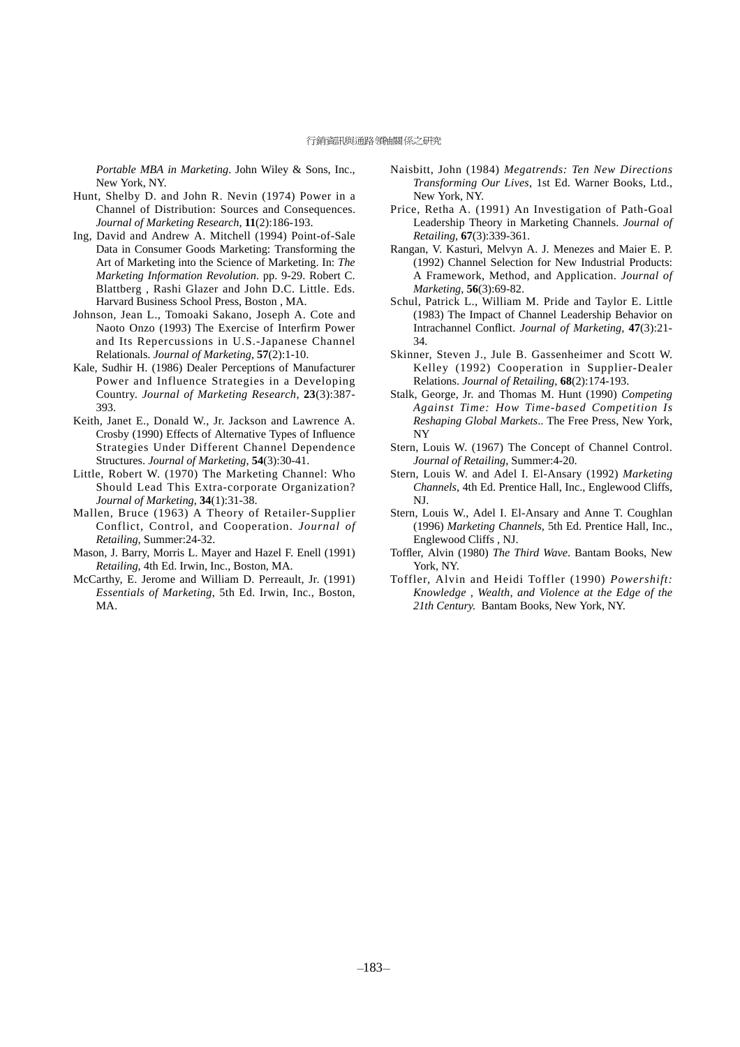*Portable MBA in Marketing*. John Wiley & Sons, Inc., New York, NY.

Hunt, Shelby D. and John R. Nevin (1974) Power in a Channel of Distribution: Sources and Consequences. *Journal of Marketing Research*, **11**(2):186-193.

Ing, David and Andrew A. Mitchell (1994) Point-of-Sale Data in Consumer Goods Marketing: Transforming the Art of Marketing into the Science of Marketing. In: *The Marketing Information Revolution*. pp. 9-29. Robert C. Blattberg , Rashi Glazer and John D.C. Little. Eds. Harvard Business School Press, Boston , MA.

Johnson, Jean L., Tomoaki Sakano, Joseph A. Cote and Naoto Onzo (1993) The Exercise of Interfirm Power and Its Repercussions in U.S.-Japanese Channel Relationals. *Journal of Marketing*, **57**(2):1-10.

Kale, Sudhir H. (1986) Dealer Perceptions of Manufacturer Power and Influence Strategies in a Developing Country. *Journal of Marketing Research*, **23**(3):387-393.

Keith, Janet E., Donald W., Jr. Jackson and Lawrence A. Crosby (1990) Effects of Alternative Types of Influence Strategies Under Different Channel Dependence Structures. *Journal of Marketing*, **54**(3):30-41.

Little, Robert W. (1970) The Marketing Channel: Who Should Lead This Extra-corporate Organization? *Journal of Marketing*, **34**(1):31-38.

Mallen, Bruce (1963) A Theory of Retailer-Supplier Conflict, Control, and Cooperation. *Journal of Retailing*, Summer:24-32.

Mason, J. Barry, Morris L. Mayer and Hazel F. Enell (1991) *Retailing*, 4th Ed. Irwin, Inc., Boston, MA.

McCarthy, E. Jerome and William D. Perreault, Jr. (1991) *Essentials of Marketing*, 5th Ed. Irwin, Inc., Boston, MA.

Naisbitt, John (1984) *Megatrends: Ten New Directions Transforming Our Lives*, 1st Ed. Warner Books, Ltd., New York, NY.

Price, Retha A. (1991) An Investigation of Path-Goal Leadership Theory in Marketing Channels. *Journal of Retailing*, **67**(3):339-361.

Rangan, V. Kasturi, Melvyn A. J. Menezes and Maier E. P. (1992) Channel Selection for New Industrial Products: A Framework, Method, and Application. *Journal of Marketing*, **56**(3):69-82.

Schul, Patrick L., William M. Pride and Taylor E. Little (1983) The Impact of Channel Leadership Behavior on Intrachannel Conflict. *Journal of Marketing*, **47**(3):21-34.

Skinner, Steven J., Jule B. Gassenheimer and Scott W. Kelley (1992) Cooperation in Supplier-Dealer Relations. *Journal of Retailing*, **68**(2):174-193.

Stalk, George, Jr. and Thomas M. Hunt (1990) *Competing Against Time: How Time-based Competition Is Reshaping Global Markets*.. The Free Press, New York, NY

Stern, Louis W. (1967) The Concept of Channel Control. *Journal of Retailing*, Summer:4-20.

Stern, Louis W. and Adel I. El-Ansary (1992) *Marketing Channels*, 4th Ed. Prentice Hall, Inc., Englewood Cliffs, NJ.

Stern, Louis W., Adel I. El-Ansary and Anne T. Coughlan (1996) *Marketing Channels*, 5th Ed. Prentice Hall, Inc., Englewood Cliffs , NJ.

Toffler, Alvin (1980) *The Third Wave*. Bantam Books, New York, NY.

Toffler, Alvin and Heidi Toffler (1990) *Powershift: Knowledge , Wealth, and Violence at the Edge of the 21th Century.* Bantam Books, New York, NY.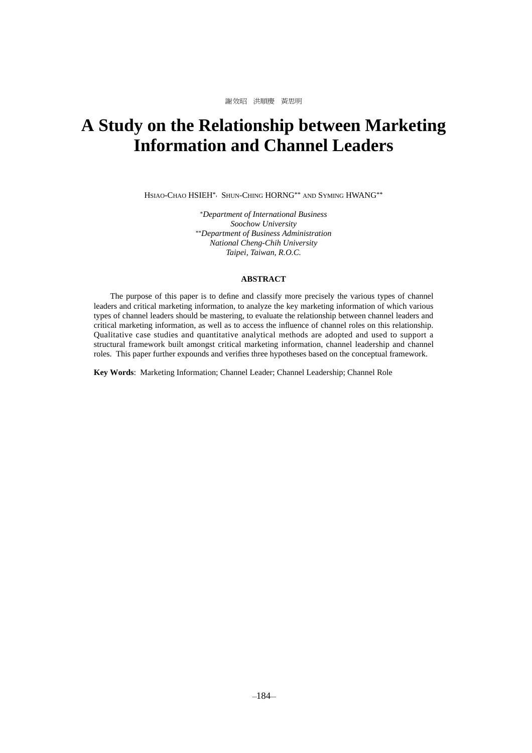# A Study on the Relationship between Marketing Information and Channel Leaders

HSIAO-CHAO HSIEH*, SHUN-CHING HORNG** AND SYMING HWANG**

*\*Department of International Business*
*Soochow University*
*\*\*Department of Business Administration*
*National Cheng-Chih University*
*Taipei, Taiwan, R.O.C.*

**ABSTRACT**

The purpose of this paper is to define and classify more precisely the various types of channel leaders and critical marketing information, to analyze the key marketing information of which various types of channel leaders should be mastering, to evaluate the relationship between channel leaders and critical marketing information, as well as to access the influence of channel roles on this relationship. Qualitative case studies and quantitative analytical methods are adopted and used to support a structural framework built amongst critical marketing information, channel leadership and channel roles. This paper further expounds and verifies three hypotheses based on the conceptual framework.

**Key Words**: Marketing Information; Channel Leader; Channel Leadership; Channel Role